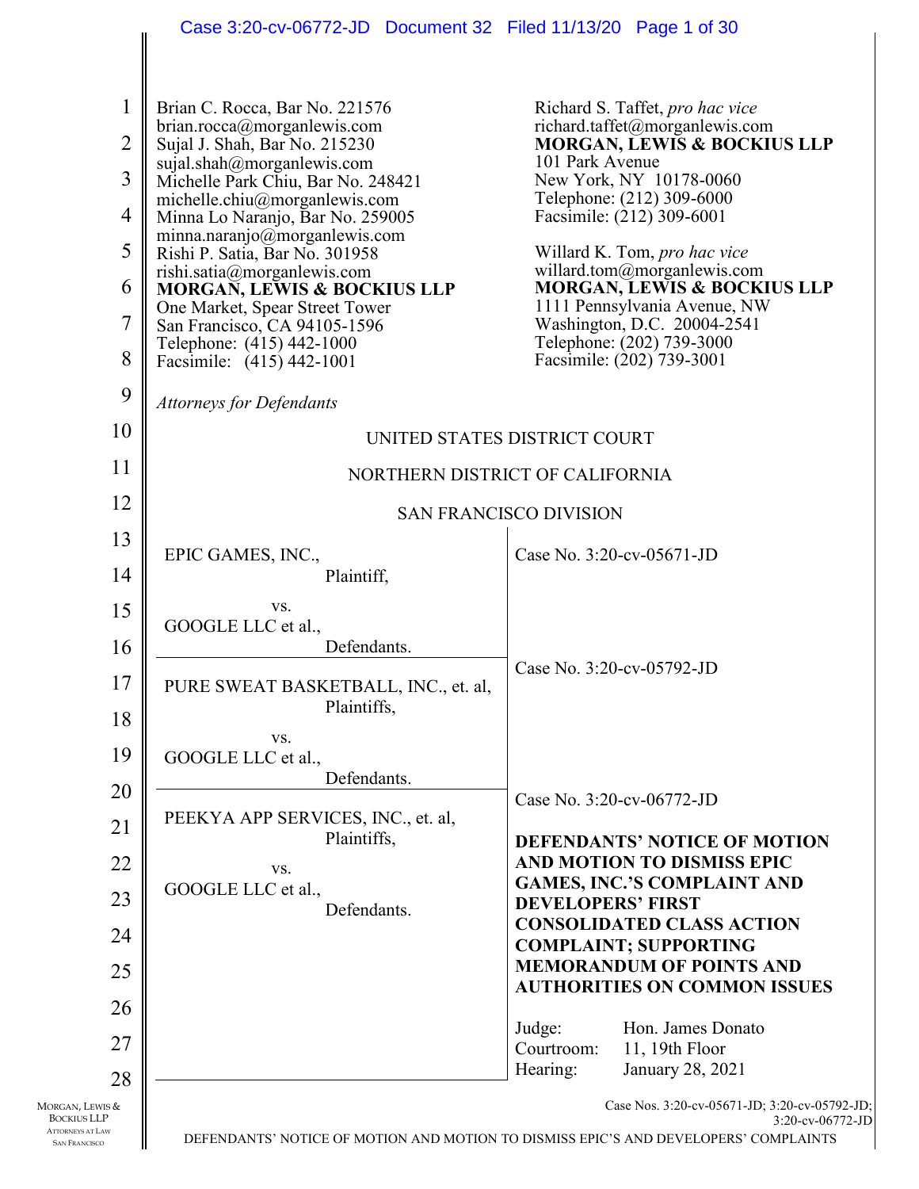Brian C. Rocca, Bar No. 221576
brian.rocca@morganlewis.com
Sujal J. Shah, Bar No. 215230
sujal.shah@morganlewis.com
Michelle Park Chiu, Bar No. 248421
michelle.chiu@morganlewis.com
Minna Lo Naranjo, Bar No. 259005
minna.naranjo@morganlewis.com
Rishi P. Satia, Bar No. 301958
rishi.satia@morganlewis.com
**MORGAN, LEWIS & BOCKIUS LLP**
One Market, Spear Street Tower
San Francisco, CA 94105-1596
Telephone: (415) 442-1000
Facsimile: (415) 442-1001

Richard S. Taffet, *pro hac vice*
richard.taffet@morganlewis.com
**MORGAN, LEWIS & BOCKIUS LLP**
101 Park Avenue
New York, NY 10178-0060
Telephone: (212) 309-6000
Facsimile: (212) 309-6001

Willard K. Tom, *pro hac vice*
willard.tom@morganlewis.com
**MORGAN, LEWIS & BOCKIUS LLP**
1111 Pennsylvania Avenue, NW
Washington, D.C. 20004-2541
Telephone: (202) 739-3000
Facsimile: (202) 739-3001

*Attorneys for Defendants*

UNITED STATES DISTRICT COURT

NORTHERN DISTRICT OF CALIFORNIA

SAN FRANCISCO DIVISION

| | |
|---|---|
| EPIC GAMES, INC., Plaintiff, vs. GOOGLE LLC et al., Defendants. | Case No. 3:20-cv-05671-JD |
| PURE SWEAT BASKETBALL, INC., et. al, Plaintiffs, vs. GOOGLE LLC et al., Defendants. | Case No. 3:20-cv-05792-JD |
| PEEKYA APP SERVICES, INC., et. al, Plaintiffs, vs. GOOGLE LLC et al., Defendants. | Case No. 3:20-cv-06772-JD<br><br>**DEFENDANTS' NOTICE OF MOTION AND MOTION TO DISMISS EPIC GAMES, INC.'S COMPLAINT AND DEVELOPERS' FIRST CONSOLIDATED CLASS ACTION COMPLAINT; SUPPORTING MEMORANDUM OF POINTS AND AUTHORITIES ON COMMON ISSUES**<br><br>Judge: Hon. James Donato<br>Courtroom: 11, 19th Floor<br>Hearing: January 28, 2021 |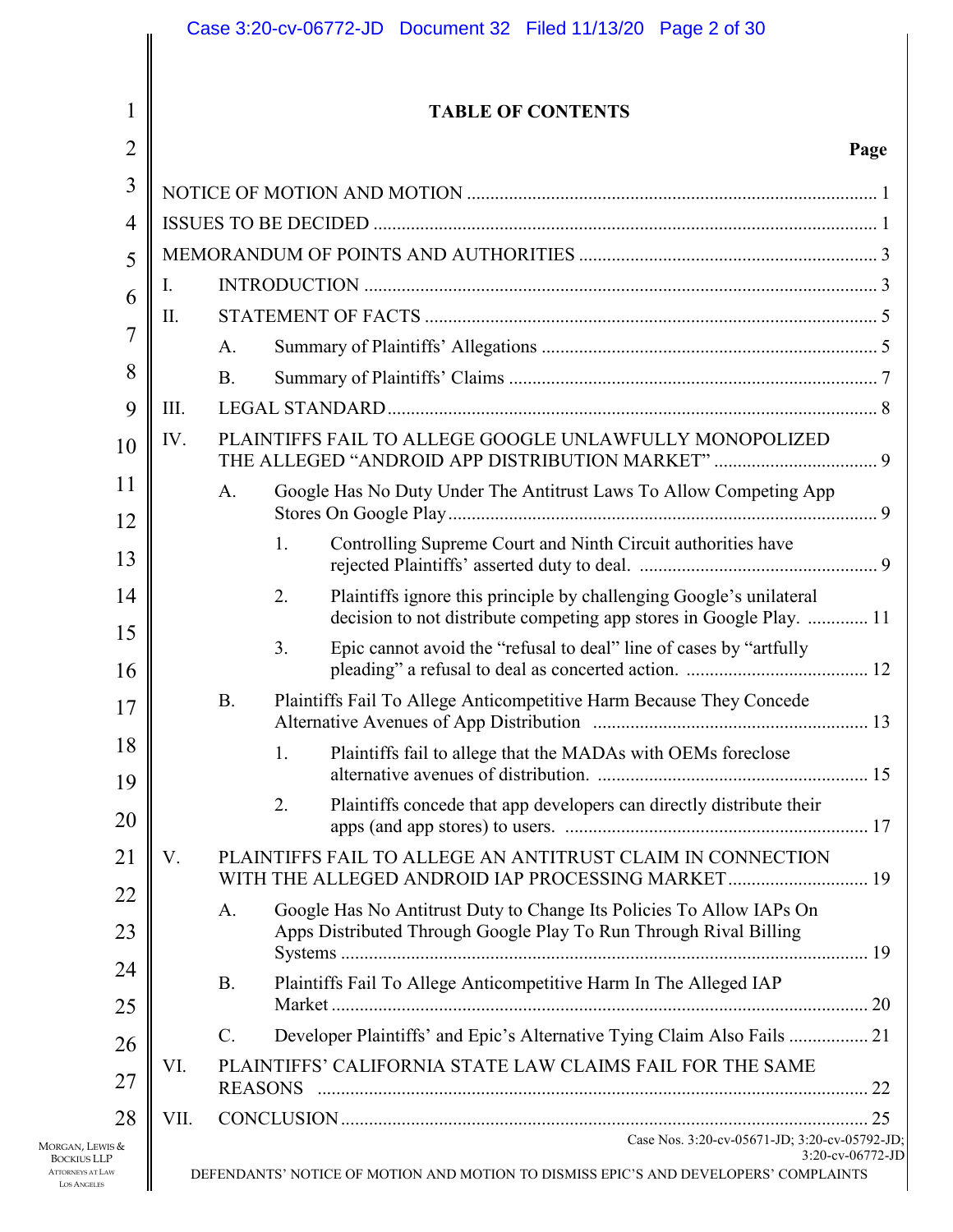# TABLE OF CONTENTS

**Page**

NOTICE OF MOTION AND MOTION ....... 1

ISSUES TO BE DECIDED ....... 1

MEMORANDUM OF POINTS AND AUTHORITIES ....... 3

I. INTRODUCTION ....... 3

II. STATEMENT OF FACTS ....... 5

- A. Summary of Plaintiffs' Allegations ....... 5
- B. Summary of Plaintiffs' Claims ....... 7

III. LEGAL STANDARD ....... 8

IV. PLAINTIFFS FAIL TO ALLEGE GOOGLE UNLAWFULLY MONOPOLIZED THE ALLEGED "ANDROID APP DISTRIBUTION MARKET" ....... 9

- A. Google Has No Duty Under The Antitrust Laws To Allow Competing App Stores On Google Play ....... 9
  1. Controlling Supreme Court and Ninth Circuit authorities have rejected Plaintiffs' asserted duty to deal. ....... 9
  2. Plaintiffs ignore this principle by challenging Google's unilateral decision to not distribute competing app stores in Google Play. ....... 11
  3. Epic cannot avoid the "refusal to deal" line of cases by "artfully pleading" a refusal to deal as concerted action. ....... 12
- B. Plaintiffs Fail To Allege Anticompetitive Harm Because They Concede Alternative Avenues of App Distribution ....... 13
  1. Plaintiffs fail to allege that the MADAs with OEMs foreclose alternative avenues of distribution. ....... 15
  2. Plaintiffs concede that app developers can directly distribute their apps (and app stores) to users. ....... 17

V. PLAINTIFFS FAIL TO ALLEGE AN ANTITRUST CLAIM IN CONNECTION WITH THE ALLEGED ANDROID IAP PROCESSING MARKET ....... 19

- A. Google Has No Antitrust Duty to Change Its Policies To Allow IAPs On Apps Distributed Through Google Play To Run Through Rival Billing Systems ....... 19
- B. Plaintiffs Fail To Allege Anticompetitive Harm In The Alleged IAP Market ....... 20
- C. Developer Plaintiffs' and Epic's Alternative Tying Claim Also Fails ....... 21

VI. PLAINTIFFS' CALIFORNIA STATE LAW CLAIMS FAIL FOR THE SAME REASONS ....... 22

VII. CONCLUSION ....... 25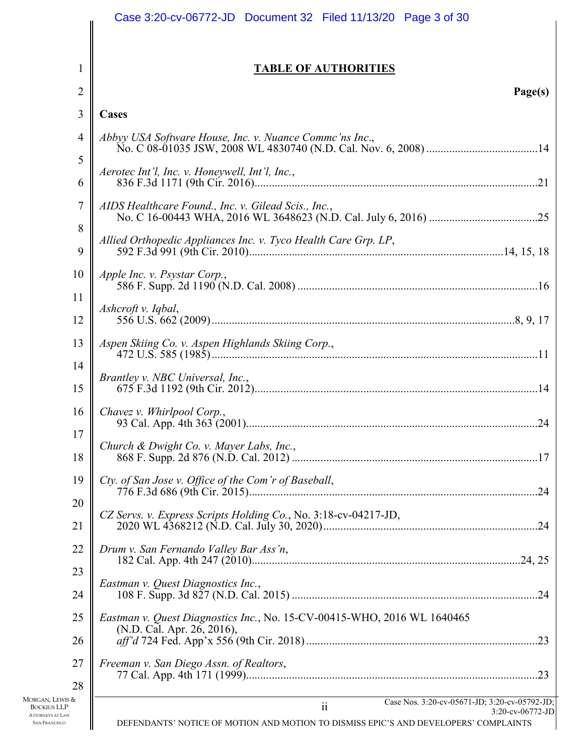## TABLE OF AUTHORITIES

**Page(s)**

**Cases**

*Abbyy USA Software House, Inc. v. Nuance Commc'ns Inc.*,
No. C 08-01035 JSW, 2008 WL 4830740 (N.D. Cal. Nov. 6, 2008) ....................................... 14

*Aerotec Int'l, Inc. v. Honeywell, Int'l, Inc.*,
836 F.3d 1171 (9th Cir. 2016) ....................................................................................................... 21

*AIDS Healthcare Found., Inc. v. Gilead Scis., Inc.*,
No. C 16-00443 WHA, 2016 WL 3648623 (N.D. Cal. July 6, 2016) ...................................... 25

*Allied Orthopedic Appliances Inc. v. Tyco Health Care Grp. LP*,
592 F.3d 991 (9th Cir. 2010) ............................................................................................. 14, 15, 18

*Apple Inc. v. Psystar Corp.*,
586 F. Supp. 2d 1190 (N.D. Cal. 2008) ........................................................................................ 16

*Ashcroft v. Iqbal*,
556 U.S. 662 (2009) ..................................................................................................................... 8, 9, 17

*Aspen Skiing Co. v. Aspen Highlands Skiing Corp.*,
472 U.S. 585 (1985) ....................................................................................................................... 11

*Brantley v. NBC Universal, Inc.*,
675 F.3d 1192 (9th Cir. 2012) ....................................................................................................... 14

*Chavez v. Whirlpool Corp.*,
93 Cal. App. 4th 363 (2001) .......................................................................................................... 24

*Church & Dwight Co. v. Mayer Labs, Inc.*,
868 F. Supp. 2d 876 (N.D. Cal. 2012) .......................................................................................... 17

*Cty. of San Jose v. Office of the Com'r of Baseball*,
776 F.3d 686 (9th Cir. 2015) ......................................................................................................... 24

*CZ Servs. v. Express Scripts Holding Co.*, No. 3:18-cv-04217-JD,
2020 WL 4368212 (N.D. Cal. July 30, 2020) ............................................................................. 24

*Drum v. San Fernando Valley Bar Ass'n*,
182 Cal. App. 4th 247 (2010) ................................................................................................... 24, 25

*Eastman v. Quest Diagnostics Inc.*,
108 F. Supp. 3d 827 (N.D. Cal. 2015) .......................................................................................... 24

*Eastman v. Quest Diagnostics Inc.*, No. 15-CV-00415-WHO, 2016 WL 1640465
(N.D. Cal. Apr. 26, 2016),
*aff'd* 724 Fed. App'x 556 (9th Cir. 2018) ................................................................................... 23

*Freeman v. San Diego Assn. of Realtors*,
77 Cal. App. 4th 171 (1999) .......................................................................................................... 23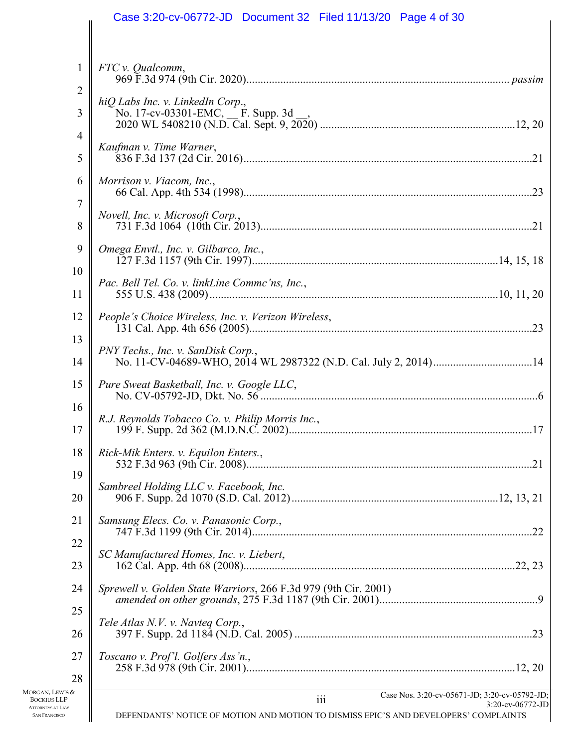*FTC v. Qualcomm*,
969 F.3d 974 (9th Cir. 2020)........................................................................................ *passim*

*hiQ Labs Inc. v. LinkedIn Corp*.,
No. 17-cv-03301-EMC, __ F. Supp. 3d __,
2020 WL 5408210 (N.D. Cal. Sept. 9, 2020) ....................................................................12, 20

*Kaufman v. Time Warner*,
836 F.3d 137 (2d Cir. 2016)....................................................................................................21

*Morrison v. Viacom, Inc.*,
66 Cal. App. 4th 534 (1998).....................................................................................................23

*Novell, Inc. v. Microsoft Corp.*,
731 F.3d 1064 (10th Cir. 2013)...............................................................................................21

*Omega Envtl., Inc. v. Gilbarco, Inc.*,
127 F.3d 1157 (9th Cir. 1997)....................................................................................14, 15, 18

*Pac. Bell Tel. Co. v. linkLine Commc'ns, Inc.*,
555 U.S. 438 (2009)...................................................................................................10, 11, 20

*People's Choice Wireless, Inc. v. Verizon Wireless*,
131 Cal. App. 4th 656 (2005)...................................................................................................23

*PNY Techs., Inc. v. SanDisk Corp.*,
No. 11-CV-04689-WHO, 2014 WL 2987322 (N.D. Cal. July 2, 2014)..................................14

*Pure Sweat Basketball, Inc. v. Google LLC*,
No. CV-05792-JD, Dkt. No. 56 .................................................................................................6

*R.J. Reynolds Tobacco Co. v. Philip Morris Inc.*,
199 F. Supp. 2d 362 (M.D.N.C. 2002)....................................................................................17

*Rick-Mik Enters. v. Equilon Enters.*,
532 F.3d 963 (9th Cir. 2008)....................................................................................................21

*Sambreel Holding LLC v. Facebook, Inc.*
906 F. Supp. 2d 1070 (S.D. Cal. 2012).......................................................................12, 13, 21

*Samsung Elecs. Co. v. Panasonic Corp.*,
747 F.3d 1199 (9th Cir. 2014)..................................................................................................22

*SC Manufactured Homes, Inc. v. Liebert*,
162 Cal. App. 4th 68 (2008)...............................................................................................22, 23

*Sprewell v. Golden State Warriors*, 266 F.3d 979 (9th Cir. 2001)
*amended on other grounds*, 275 F.3d 1187 (9th Cir. 2001)......................................................9

*Tele Atlas N.V. v. Navteq Corp.*,
397 F. Supp. 2d 1184 (N.D. Cal. 2005) ...................................................................................23

*Toscano v. Prof'l. Golfers Ass'n.*,
258 F.3d 978 (9th Cir. 2001).............................................................................................12, 20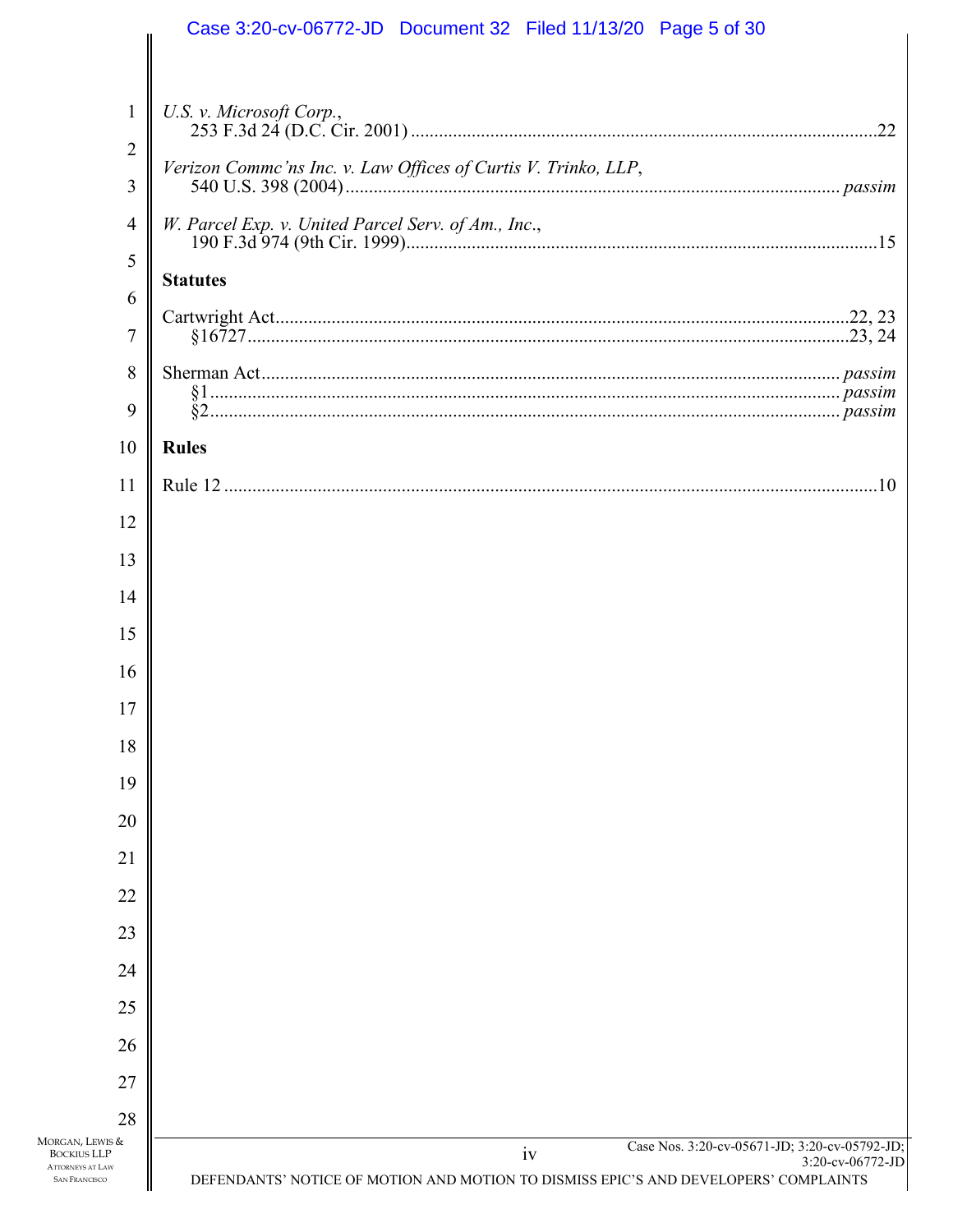*U.S. v. Microsoft Corp.*,
253 F.3d 24 (D.C. Cir. 2001) ....................................................................................................22

*Verizon Commc'ns Inc. v. Law Offices of Curtis V. Trinko, LLP*,
540 U.S. 398 (2004) ......................................................................................................... *passim*

*W. Parcel Exp. v. United Parcel Serv. of Am., Inc.*,
190 F.3d 974 (9th Cir. 1999)....................................................................................................15

**Statutes**

Cartwright Act.........................................................................................................................22, 23
§16727...............................................................................................................................23, 24

Sherman Act.......................................................................................................................... *passim*
§1 ......................................................................................................................................... *passim*
§2 ......................................................................................................................................... *passim*

**Rules**

Rule 12 ..........................................................................................................................................10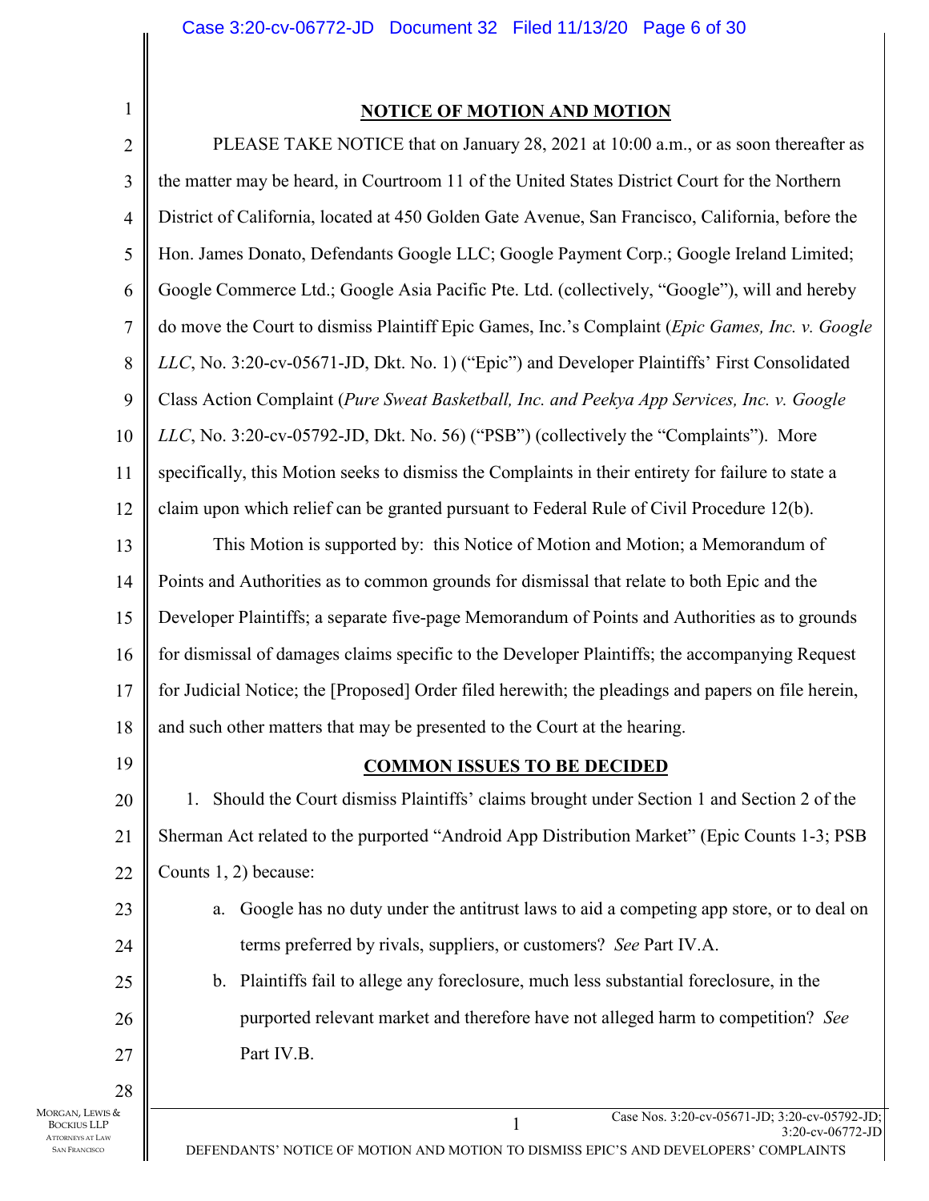## NOTICE OF MOTION AND MOTION

PLEASE TAKE NOTICE that on January 28, 2021 at 10:00 a.m., or as soon thereafter as the matter may be heard, in Courtroom 11 of the United States District Court for the Northern District of California, located at 450 Golden Gate Avenue, San Francisco, California, before the Hon. James Donato, Defendants Google LLC; Google Payment Corp.; Google Ireland Limited; Google Commerce Ltd.; Google Asia Pacific Pte. Ltd. (collectively, "Google"), will and hereby do move the Court to dismiss Plaintiff Epic Games, Inc.'s Complaint (*Epic Games, Inc. v. Google LLC*, No. 3:20-cv-05671-JD, Dkt. No. 1) ("Epic") and Developer Plaintiffs' First Consolidated Class Action Complaint (*Pure Sweat Basketball, Inc. and Peekya App Services, Inc. v. Google LLC*, No. 3:20-cv-05792-JD, Dkt. No. 56) ("PSB") (collectively the "Complaints"). More specifically, this Motion seeks to dismiss the Complaints in their entirety for failure to state a claim upon which relief can be granted pursuant to Federal Rule of Civil Procedure 12(b).

This Motion is supported by: this Notice of Motion and Motion; a Memorandum of Points and Authorities as to common grounds for dismissal that relate to both Epic and the Developer Plaintiffs; a separate five-page Memorandum of Points and Authorities as to grounds for dismissal of damages claims specific to the Developer Plaintiffs; the accompanying Request for Judicial Notice; the [Proposed] Order filed herewith; the pleadings and papers on file herein, and such other matters that may be presented to the Court at the hearing.

## COMMON ISSUES TO BE DECIDED

1. Should the Court dismiss Plaintiffs' claims brought under Section 1 and Section 2 of the Sherman Act related to the purported "Android App Distribution Market" (Epic Counts 1-3; PSB Counts 1, 2) because:

   a. Google has no duty under the antitrust laws to aid a competing app store, or to deal on terms preferred by rivals, suppliers, or customers? *See* Part IV.A.

   b. Plaintiffs fail to allege any foreclosure, much less substantial foreclosure, in the purported relevant market and therefore have not alleged harm to competition? *See* Part IV.B.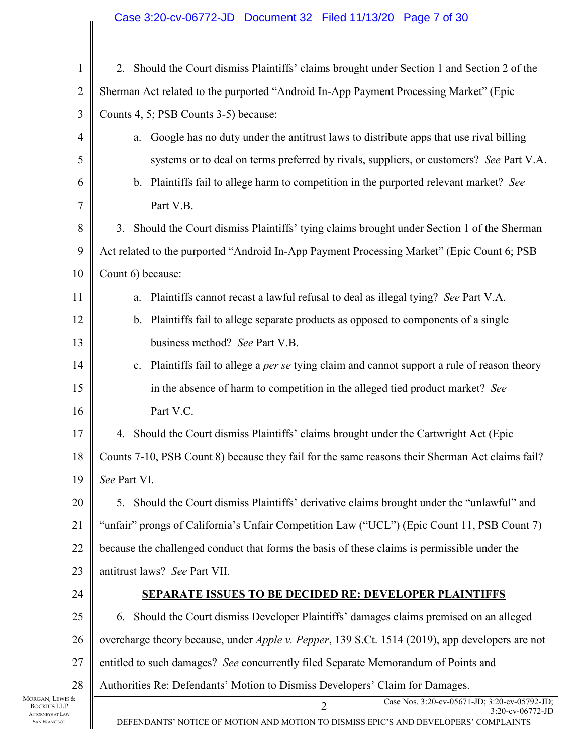2. Should the Court dismiss Plaintiffs' claims brought under Section 1 and Section 2 of the Sherman Act related to the purported "Android In-App Payment Processing Market" (Epic Counts 4, 5; PSB Counts 3-5) because:

   a. Google has no duty under the antitrust laws to distribute apps that use rival billing systems or to deal on terms preferred by rivals, suppliers, or customers? *See* Part V.A.

   b. Plaintiffs fail to allege harm to competition in the purported relevant market? *See* Part V.B.

3. Should the Court dismiss Plaintiffs' tying claims brought under Section 1 of the Sherman Act related to the purported "Android In-App Payment Processing Market" (Epic Count 6; PSB Count 6) because:

   a. Plaintiffs cannot recast a lawful refusal to deal as illegal tying? *See* Part V.A.

   b. Plaintiffs fail to allege separate products as opposed to components of a single business method? *See* Part V.B.

   c. Plaintiffs fail to allege a *per se* tying claim and cannot support a rule of reason theory in the absence of harm to competition in the alleged tied product market? *See* Part V.C.

4. Should the Court dismiss Plaintiffs' claims brought under the Cartwright Act (Epic Counts 7-10, PSB Count 8) because they fail for the same reasons their Sherman Act claims fail? *See* Part VI.

5. Should the Court dismiss Plaintiffs' derivative claims brought under the "unlawful" and "unfair" prongs of California's Unfair Competition Law ("UCL") (Epic Count 11, PSB Count 7) because the challenged conduct that forms the basis of these claims is permissible under the antitrust laws? *See* Part VII.

**SEPARATE ISSUES TO BE DECIDED RE: DEVELOPER PLAINTIFFS**

6. Should the Court dismiss Developer Plaintiffs' damages claims premised on an alleged overcharge theory because, under *Apple v. Pepper*, 139 S.Ct. 1514 (2019), app developers are not entitled to such damages? *See* concurrently filed Separate Memorandum of Points and Authorities Re: Defendants' Motion to Dismiss Developers' Claim for Damages.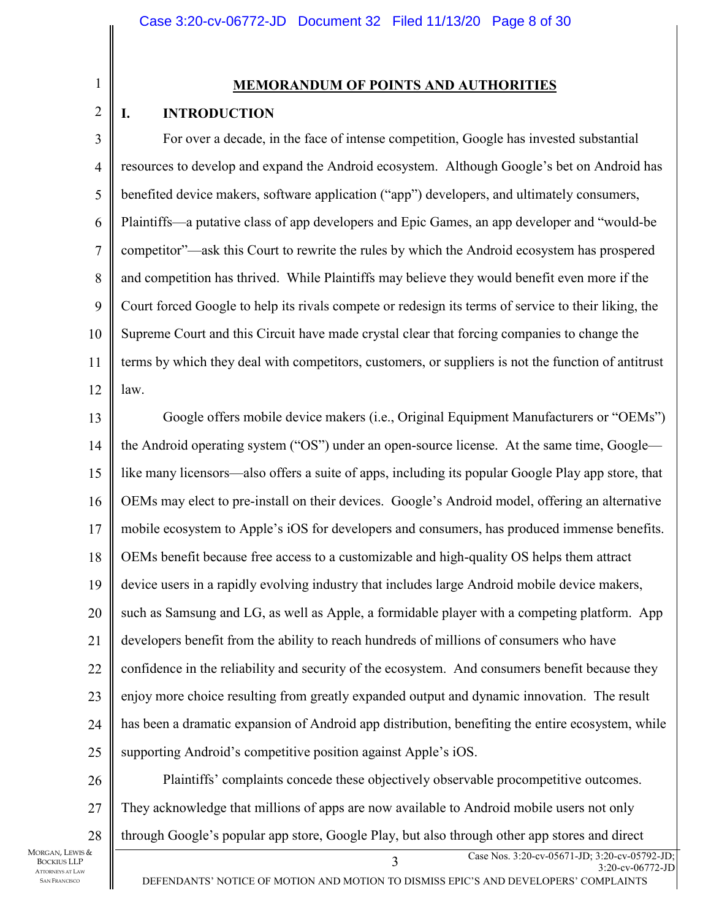## MEMORANDUM OF POINTS AND AUTHORITIES

### I. INTRODUCTION

For over a decade, in the face of intense competition, Google has invested substantial resources to develop and expand the Android ecosystem. Although Google's bet on Android has benefited device makers, software application ("app") developers, and ultimately consumers, Plaintiffs—a putative class of app developers and Epic Games, an app developer and "would-be competitor"—ask this Court to rewrite the rules by which the Android ecosystem has prospered and competition has thrived. While Plaintiffs may believe they would benefit even more if the Court forced Google to help its rivals compete or redesign its terms of service to their liking, the Supreme Court and this Circuit have made crystal clear that forcing companies to change the terms by which they deal with competitors, customers, or suppliers is not the function of antitrust law.

Google offers mobile device makers (i.e., Original Equipment Manufacturers or "OEMs") the Android operating system ("OS") under an open-source license. At the same time, Google—like many licensors—also offers a suite of apps, including its popular Google Play app store, that OEMs may elect to pre-install on their devices. Google's Android model, offering an alternative mobile ecosystem to Apple's iOS for developers and consumers, has produced immense benefits. OEMs benefit because free access to a customizable and high-quality OS helps them attract device users in a rapidly evolving industry that includes large Android mobile device makers, such as Samsung and LG, as well as Apple, a formidable player with a competing platform. App developers benefit from the ability to reach hundreds of millions of consumers who have confidence in the reliability and security of the ecosystem. And consumers benefit because they enjoy more choice resulting from greatly expanded output and dynamic innovation. The result has been a dramatic expansion of Android app distribution, benefiting the entire ecosystem, while supporting Android's competitive position against Apple's iOS.

Plaintiffs' complaints concede these objectively observable procompetitive outcomes. They acknowledge that millions of apps are now available to Android mobile users not only through Google's popular app store, Google Play, but also through other app stores and direct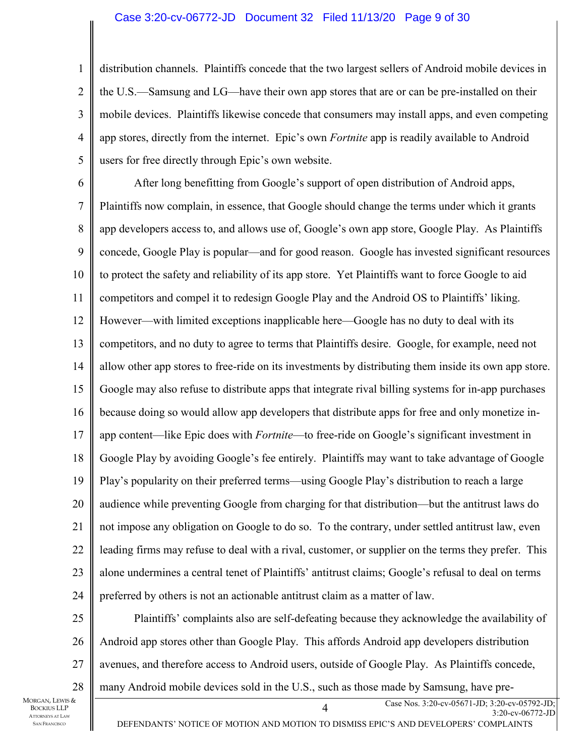distribution channels. Plaintiffs concede that the two largest sellers of Android mobile devices in the U.S.—Samsung and LG—have their own app stores that are or can be pre-installed on their mobile devices. Plaintiffs likewise concede that consumers may install apps, and even competing app stores, directly from the internet. Epic's own *Fortnite* app is readily available to Android users for free directly through Epic's own website.

After long benefitting from Google's support of open distribution of Android apps, Plaintiffs now complain, in essence, that Google should change the terms under which it grants app developers access to, and allows use of, Google's own app store, Google Play. As Plaintiffs concede, Google Play is popular—and for good reason. Google has invested significant resources to protect the safety and reliability of its app store. Yet Plaintiffs want to force Google to aid competitors and compel it to redesign Google Play and the Android OS to Plaintiffs' liking. However—with limited exceptions inapplicable here—Google has no duty to deal with its competitors, and no duty to agree to terms that Plaintiffs desire. Google, for example, need not allow other app stores to free-ride on its investments by distributing them inside its own app store. Google may also refuse to distribute apps that integrate rival billing systems for in-app purchases because doing so would allow app developers that distribute apps for free and only monetize in-app content—like Epic does with *Fortnite*—to free-ride on Google's significant investment in Google Play by avoiding Google's fee entirely. Plaintiffs may want to take advantage of Google Play's popularity on their preferred terms—using Google Play's distribution to reach a large audience while preventing Google from charging for that distribution—but the antitrust laws do not impose any obligation on Google to do so. To the contrary, under settled antitrust law, even leading firms may refuse to deal with a rival, customer, or supplier on the terms they prefer. This alone undermines a central tenet of Plaintiffs' antitrust claims; Google's refusal to deal on terms preferred by others is not an actionable antitrust claim as a matter of law.

Plaintiffs' complaints also are self-defeating because they acknowledge the availability of Android app stores other than Google Play. This affords Android app developers distribution avenues, and therefore access to Android users, outside of Google Play. As Plaintiffs concede, many Android mobile devices sold in the U.S., such as those made by Samsung, have pre-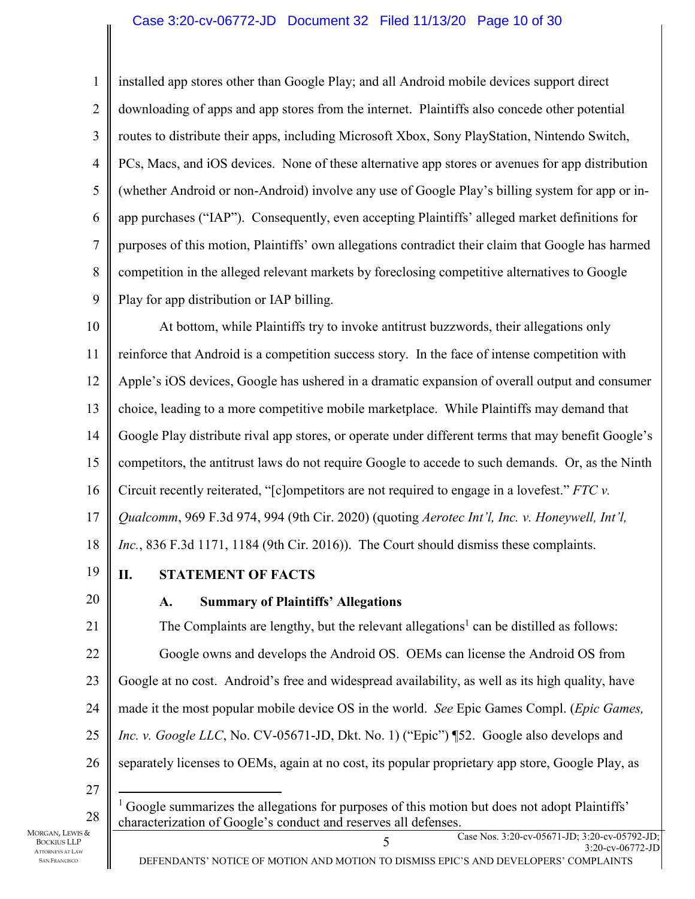installed app stores other than Google Play; and all Android mobile devices support direct downloading of apps and app stores from the internet. Plaintiffs also concede other potential routes to distribute their apps, including Microsoft Xbox, Sony PlayStation, Nintendo Switch, PCs, Macs, and iOS devices. None of these alternative app stores or avenues for app distribution (whether Android or non-Android) involve any use of Google Play's billing system for app or in-app purchases ("IAP"). Consequently, even accepting Plaintiffs' alleged market definitions for purposes of this motion, Plaintiffs' own allegations contradict their claim that Google has harmed competition in the alleged relevant markets by foreclosing competitive alternatives to Google Play for app distribution or IAP billing.

At bottom, while Plaintiffs try to invoke antitrust buzzwords, their allegations only reinforce that Android is a competition success story. In the face of intense competition with Apple's iOS devices, Google has ushered in a dramatic expansion of overall output and consumer choice, leading to a more competitive mobile marketplace. While Plaintiffs may demand that Google Play distribute rival app stores, or operate under different terms that may benefit Google's competitors, the antitrust laws do not require Google to accede to such demands. Or, as the Ninth Circuit recently reiterated, "[c]ompetitors are not required to engage in a lovefest." *FTC v. Qualcomm*, 969 F.3d 974, 994 (9th Cir. 2020) (quoting *Aerotec Int'l, Inc. v. Honeywell, Int'l, Inc.*, 836 F.3d 1171, 1184 (9th Cir. 2016)). The Court should dismiss these complaints.

## II. STATEMENT OF FACTS

### A. Summary of Plaintiffs' Allegations

The Complaints are lengthy, but the relevant allegations[1] can be distilled as follows:

Google owns and develops the Android OS. OEMs can license the Android OS from Google at no cost. Android's free and widespread availability, as well as its high quality, have made it the most popular mobile device OS in the world. *See* Epic Games Compl. (*Epic Games, Inc. v. Google LLC*, No. CV-05671-JD, Dkt. No. 1) ("Epic") ¶52. Google also develops and separately licenses to OEMs, again at no cost, its popular proprietary app store, Google Play, as

---

[1] Google summarizes the allegations for purposes of this motion but does not adopt Plaintiffs' characterization of Google's conduct and reserves all defenses.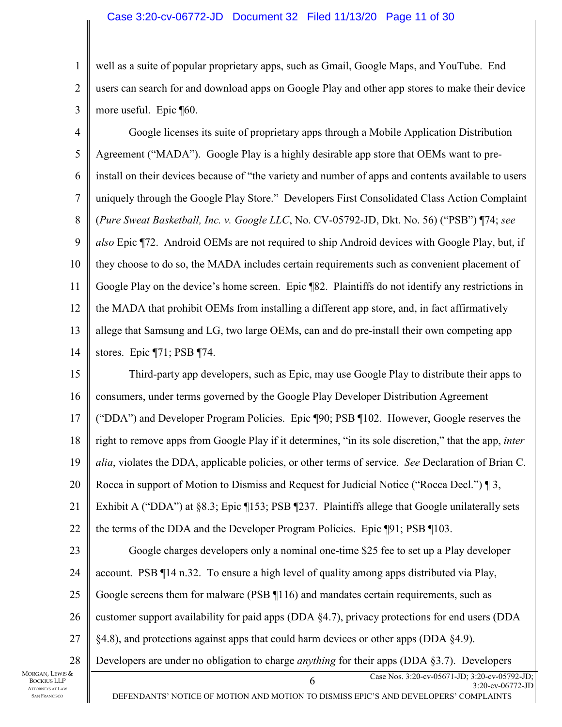well as a suite of popular proprietary apps, such as Gmail, Google Maps, and YouTube. End users can search for and download apps on Google Play and other app stores to make their device more useful. Epic ¶60.

Google licenses its suite of proprietary apps through a Mobile Application Distribution Agreement ("MADA"). Google Play is a highly desirable app store that OEMs want to pre-install on their devices because of "the variety and number of apps and contents available to users uniquely through the Google Play Store." Developers First Consolidated Class Action Complaint (*Pure Sweat Basketball, Inc. v. Google LLC*, No. CV-05792-JD, Dkt. No. 56) ("PSB") ¶74; *see also* Epic ¶72. Android OEMs are not required to ship Android devices with Google Play, but, if they choose to do so, the MADA includes certain requirements such as convenient placement of Google Play on the device's home screen. Epic ¶82. Plaintiffs do not identify any restrictions in the MADA that prohibit OEMs from installing a different app store, and, in fact affirmatively allege that Samsung and LG, two large OEMs, can and do pre-install their own competing app stores. Epic ¶71; PSB ¶74.

Third-party app developers, such as Epic, may use Google Play to distribute their apps to consumers, under terms governed by the Google Play Developer Distribution Agreement ("DDA") and Developer Program Policies. Epic ¶90; PSB ¶102. However, Google reserves the right to remove apps from Google Play if it determines, "in its sole discretion," that the app, *inter alia*, violates the DDA, applicable policies, or other terms of service. *See* Declaration of Brian C. Rocca in support of Motion to Dismiss and Request for Judicial Notice ("Rocca Decl.") ¶ 3, Exhibit A ("DDA") at §8.3; Epic ¶153; PSB ¶237. Plaintiffs allege that Google unilaterally sets the terms of the DDA and the Developer Program Policies. Epic ¶91; PSB ¶103.

Google charges developers only a nominal one-time $25 fee to set up a Play developer account. PSB ¶14 n.32. To ensure a high level of quality among apps distributed via Play, Google screens them for malware (PSB ¶116) and mandates certain requirements, such as customer support availability for paid apps (DDA §4.7), privacy protections for end users (DDA §4.8), and protections against apps that could harm devices or other apps (DDA §4.9). Developers are under no obligation to charge *anything* for their apps (DDA §3.7). Developers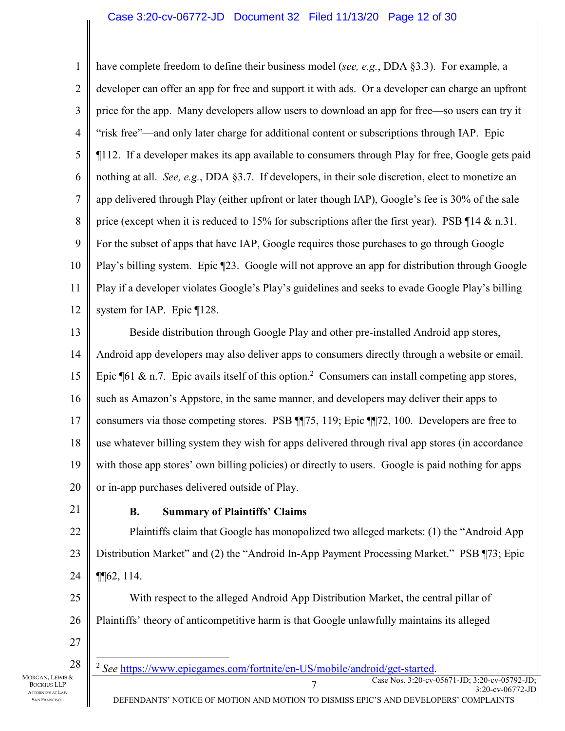have complete freedom to define their business model (*see, e.g.*, DDA §3.3). For example, a developer can offer an app for free and support it with ads. Or a developer can charge an upfront price for the app. Many developers allow users to download an app for free—so users can try it "risk free"—and only later charge for additional content or subscriptions through IAP. Epic ¶112. If a developer makes its app available to consumers through Play for free, Google gets paid nothing at all. *See, e.g.*, DDA §3.7. If developers, in their sole discretion, elect to monetize an app delivered through Play (either upfront or later though IAP), Google's fee is 30% of the sale price (except when it is reduced to 15% for subscriptions after the first year). PSB ¶14 & n.31. For the subset of apps that have IAP, Google requires those purchases to go through Google Play's billing system. Epic ¶23. Google will not approve an app for distribution through Google Play if a developer violates Google's Play's guidelines and seeks to evade Google Play's billing system for IAP. Epic ¶128.

Beside distribution through Google Play and other pre-installed Android app stores, Android app developers may also deliver apps to consumers directly through a website or email. Epic ¶61 & n.7. Epic avails itself of this option.[2] Consumers can install competing app stores, such as Amazon's Appstore, in the same manner, and developers may deliver their apps to consumers via those competing stores. PSB ¶¶75, 119; Epic ¶¶72, 100. Developers are free to use whatever billing system they wish for apps delivered through rival app stores (in accordance with those app stores' own billing policies) or directly to users. Google is paid nothing for apps or in-app purchases delivered outside of Play.

### B. Summary of Plaintiffs' Claims

Plaintiffs claim that Google has monopolized two alleged markets: (1) the "Android App Distribution Market" and (2) the "Android In-App Payment Processing Market." PSB ¶73; Epic ¶¶62, 114.

With respect to the alleged Android App Distribution Market, the central pillar of Plaintiffs' theory of anticompetitive harm is that Google unlawfully maintains its alleged

---

[2] *See* https://www.epicgames.com/fortnite/en-US/mobile/android/get-started.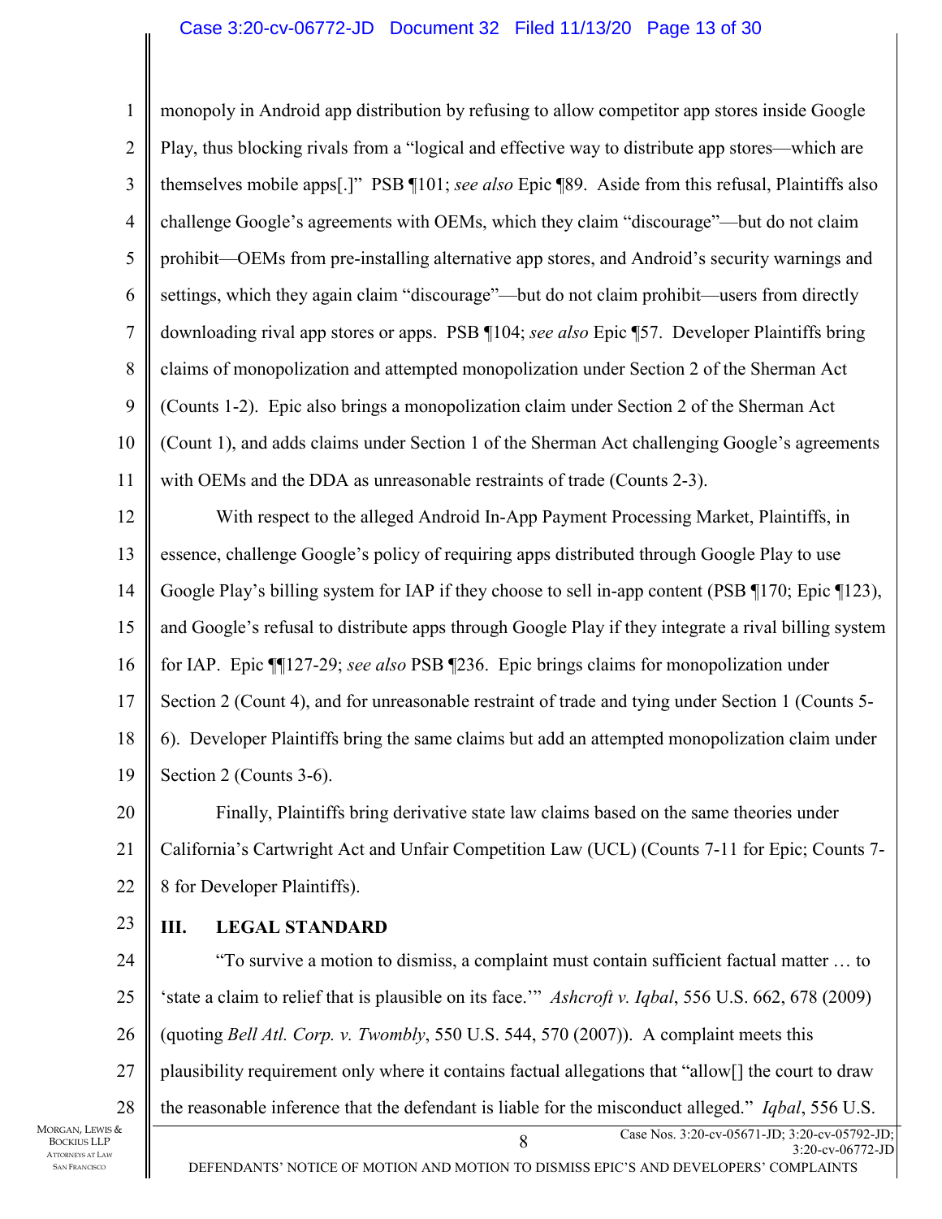monopoly in Android app distribution by refusing to allow competitor app stores inside Google Play, thus blocking rivals from a "logical and effective way to distribute app stores—which are themselves mobile apps[.]" PSB ¶101; *see also* Epic ¶89. Aside from this refusal, Plaintiffs also challenge Google's agreements with OEMs, which they claim "discourage"—but do not claim prohibit—OEMs from pre-installing alternative app stores, and Android's security warnings and settings, which they again claim "discourage"—but do not claim prohibit—users from directly downloading rival app stores or apps. PSB ¶104; *see also* Epic ¶57. Developer Plaintiffs bring claims of monopolization and attempted monopolization under Section 2 of the Sherman Act (Counts 1-2). Epic also brings a monopolization claim under Section 2 of the Sherman Act (Count 1), and adds claims under Section 1 of the Sherman Act challenging Google's agreements with OEMs and the DDA as unreasonable restraints of trade (Counts 2-3).

With respect to the alleged Android In-App Payment Processing Market, Plaintiffs, in essence, challenge Google's policy of requiring apps distributed through Google Play to use Google Play's billing system for IAP if they choose to sell in-app content (PSB ¶170; Epic ¶123), and Google's refusal to distribute apps through Google Play if they integrate a rival billing system for IAP. Epic ¶¶127-29; *see also* PSB ¶236. Epic brings claims for monopolization under Section 2 (Count 4), and for unreasonable restraint of trade and tying under Section 1 (Counts 5-6). Developer Plaintiffs bring the same claims but add an attempted monopolization claim under Section 2 (Counts 3-6).

Finally, Plaintiffs bring derivative state law claims based on the same theories under California's Cartwright Act and Unfair Competition Law (UCL) (Counts 7-11 for Epic; Counts 7-8 for Developer Plaintiffs).

## III. LEGAL STANDARD

"To survive a motion to dismiss, a complaint must contain sufficient factual matter … to 'state a claim to relief that is plausible on its face.'" *Ashcroft v. Iqbal*, 556 U.S. 662, 678 (2009) (quoting *Bell Atl. Corp. v. Twombly*, 550 U.S. 544, 570 (2007)). A complaint meets this plausibility requirement only where it contains factual allegations that "allow[] the court to draw the reasonable inference that the defendant is liable for the misconduct alleged." *Iqbal*, 556 U.S.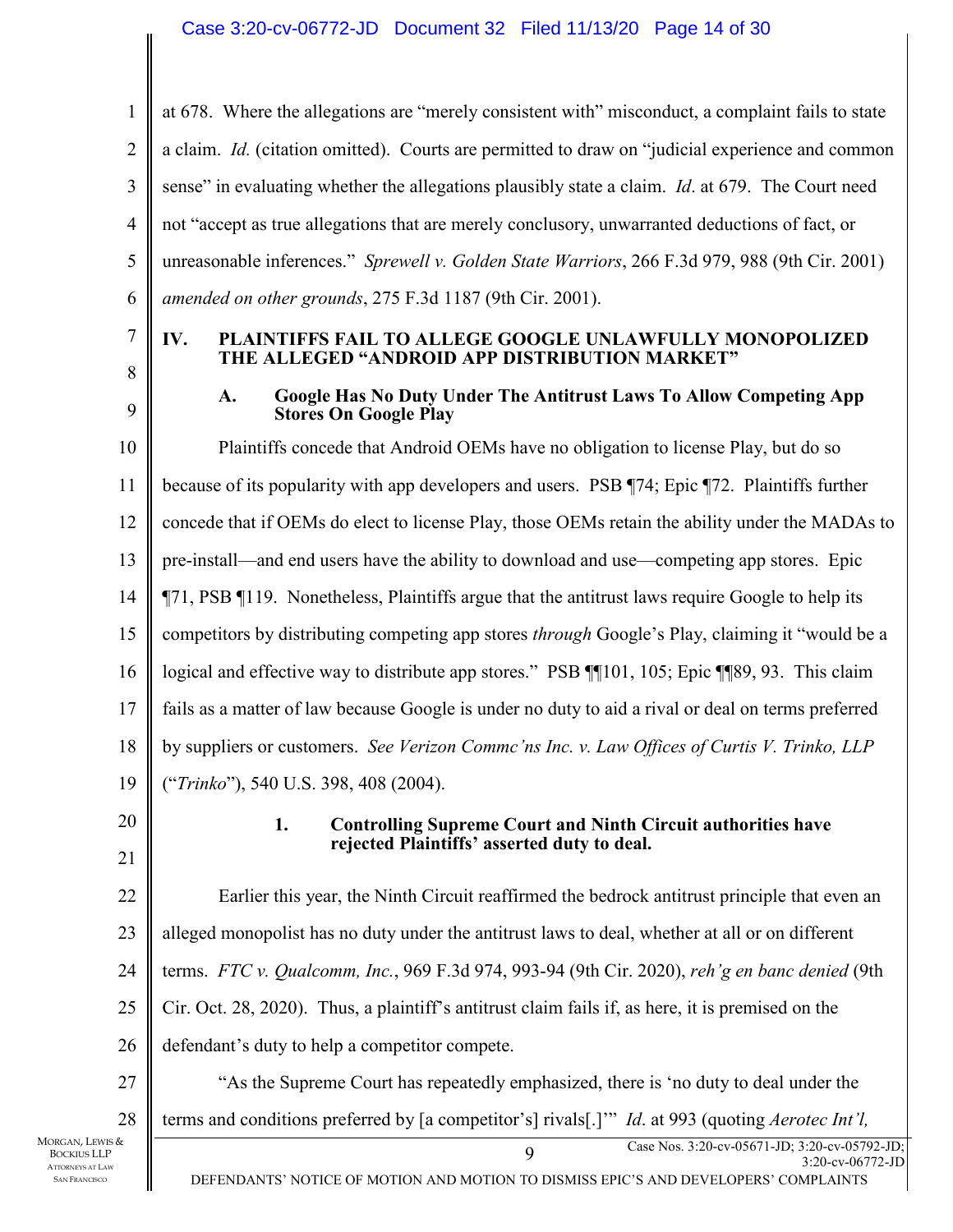at 678. Where the allegations are "merely consistent with" misconduct, a complaint fails to state a claim. *Id.* (citation omitted). Courts are permitted to draw on "judicial experience and common sense" in evaluating whether the allegations plausibly state a claim. *Id*. at 679. The Court need not "accept as true allegations that are merely conclusory, unwarranted deductions of fact, or unreasonable inferences." *Sprewell v. Golden State Warriors*, 266 F.3d 979, 988 (9th Cir. 2001) *amended on other grounds*, 275 F.3d 1187 (9th Cir. 2001).

## IV. PLAINTIFFS FAIL TO ALLEGE GOOGLE UNLAWFULLY MONOPOLIZED THE ALLEGED "ANDROID APP DISTRIBUTION MARKET"

### A. Google Has No Duty Under The Antitrust Laws To Allow Competing App Stores On Google Play

Plaintiffs concede that Android OEMs have no obligation to license Play, but do so because of its popularity with app developers and users. PSB ¶74; Epic ¶72. Plaintiffs further concede that if OEMs do elect to license Play, those OEMs retain the ability under the MADAs to pre-install—and end users have the ability to download and use—competing app stores. Epic ¶71, PSB ¶119. Nonetheless, Plaintiffs argue that the antitrust laws require Google to help its competitors by distributing competing app stores *through* Google's Play, claiming it "would be a logical and effective way to distribute app stores." PSB ¶¶101, 105; Epic ¶¶89, 93. This claim fails as a matter of law because Google is under no duty to aid a rival or deal on terms preferred by suppliers or customers. *See Verizon Commc'ns Inc. v. Law Offices of Curtis V. Trinko, LLP* ("*Trinko*"), 540 U.S. 398, 408 (2004).

#### 1. Controlling Supreme Court and Ninth Circuit authorities have rejected Plaintiffs' asserted duty to deal.

Earlier this year, the Ninth Circuit reaffirmed the bedrock antitrust principle that even an alleged monopolist has no duty under the antitrust laws to deal, whether at all or on different terms. *FTC v. Qualcomm, Inc.*, 969 F.3d 974, 993-94 (9th Cir. 2020), *reh'g en banc denied* (9th Cir. Oct. 28, 2020). Thus, a plaintiff's antitrust claim fails if, as here, it is premised on the defendant's duty to help a competitor compete.

"As the Supreme Court has repeatedly emphasized, there is 'no duty to deal under the terms and conditions preferred by [a competitor's] rivals[.]'" *Id*. at 993 (quoting *Aerotec Int'l,*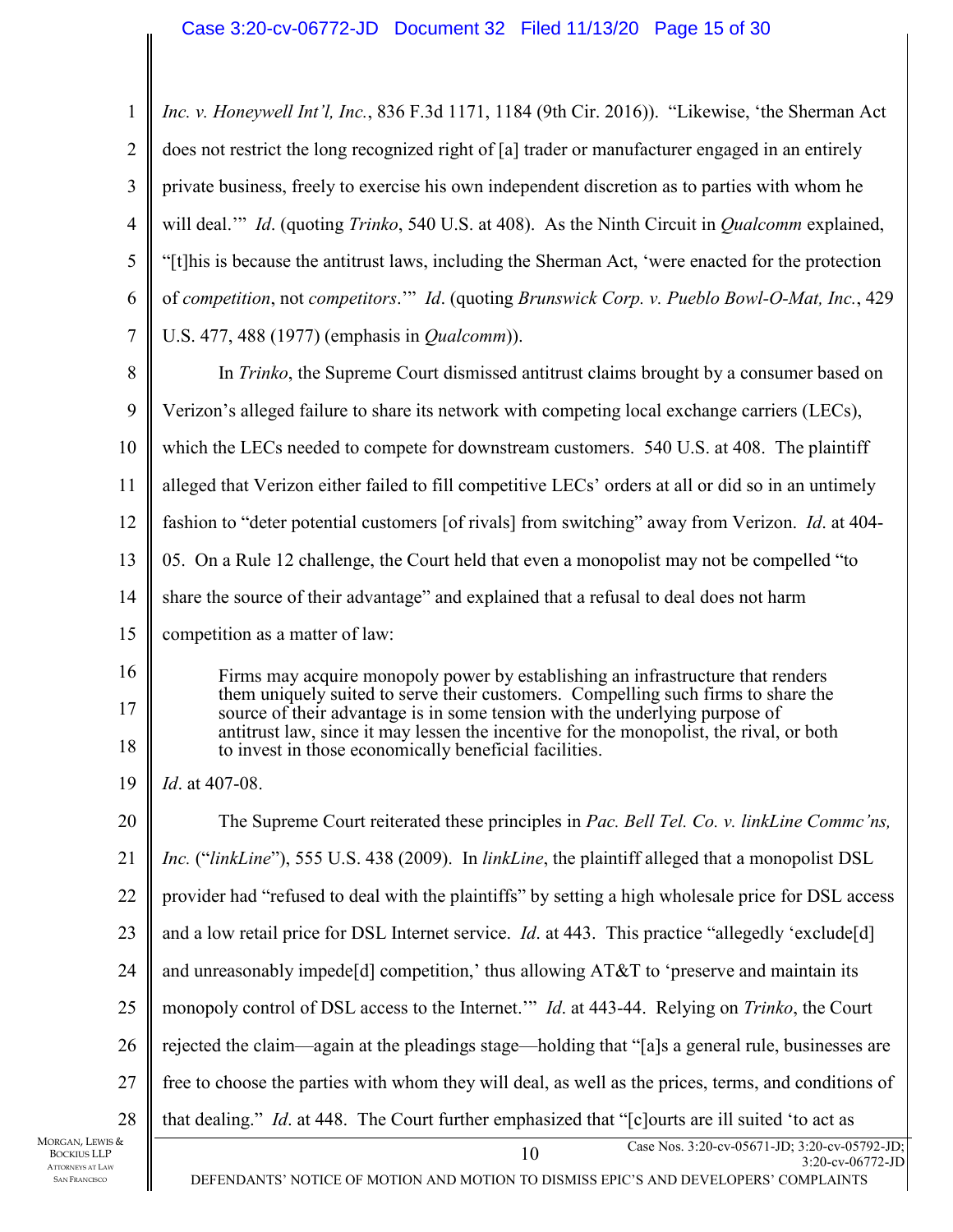*Inc. v. Honeywell Int'l, Inc.*, 836 F.3d 1171, 1184 (9th Cir. 2016)). "Likewise, 'the Sherman Act does not restrict the long recognized right of [a] trader or manufacturer engaged in an entirely private business, freely to exercise his own independent discretion as to parties with whom he will deal.'" *Id*. (quoting *Trinko*, 540 U.S. at 408). As the Ninth Circuit in *Qualcomm* explained, "[t]his is because the antitrust laws, including the Sherman Act, 'were enacted for the protection of *competition*, not *competitors*.'" *Id*. (quoting *Brunswick Corp. v. Pueblo Bowl-O-Mat, Inc.*, 429 U.S. 477, 488 (1977) (emphasis in *Qualcomm*)).

In *Trinko*, the Supreme Court dismissed antitrust claims brought by a consumer based on Verizon's alleged failure to share its network with competing local exchange carriers (LECs), which the LECs needed to compete for downstream customers. 540 U.S. at 408. The plaintiff alleged that Verizon either failed to fill competitive LECs' orders at all or did so in an untimely fashion to "deter potential customers [of rivals] from switching" away from Verizon. *Id*. at 404-05. On a Rule 12 challenge, the Court held that even a monopolist may not be compelled "to share the source of their advantage" and explained that a refusal to deal does not harm competition as a matter of law:

> Firms may acquire monopoly power by establishing an infrastructure that renders them uniquely suited to serve their customers. Compelling such firms to share the source of their advantage is in some tension with the underlying purpose of antitrust law, since it may lessen the incentive for the monopolist, the rival, or both to invest in those economically beneficial facilities.

*Id*. at 407-08.

The Supreme Court reiterated these principles in *Pac. Bell Tel. Co. v. linkLine Commc'ns, Inc.* ("*linkLine*"), 555 U.S. 438 (2009). In *linkLine*, the plaintiff alleged that a monopolist DSL provider had "refused to deal with the plaintiffs" by setting a high wholesale price for DSL access and a low retail price for DSL Internet service. *Id*. at 443. This practice "allegedly 'exclude[d] and unreasonably impede[d] competition,' thus allowing AT&T to 'preserve and maintain its monopoly control of DSL access to the Internet.'" *Id*. at 443-44. Relying on *Trinko*, the Court rejected the claim—again at the pleadings stage—holding that "[a]s a general rule, businesses are free to choose the parties with whom they will deal, as well as the prices, terms, and conditions of that dealing." *Id*. at 448. The Court further emphasized that "[c]ourts are ill suited 'to act as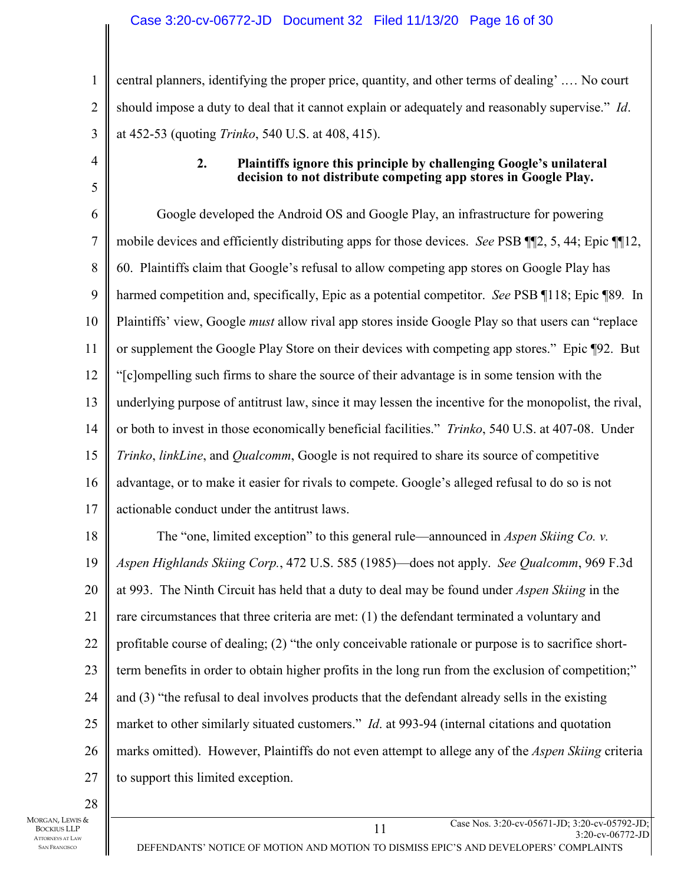central planners, identifying the proper price, quantity, and other terms of dealing' .… No court should impose a duty to deal that it cannot explain or adequately and reasonably supervise." *Id*. at 452-53 (quoting *Trinko*, 540 U.S. at 408, 415).

### 2. Plaintiffs ignore this principle by challenging Google's unilateral decision to not distribute competing app stores in Google Play.

Google developed the Android OS and Google Play, an infrastructure for powering mobile devices and efficiently distributing apps for those devices. *See* PSB ¶¶2, 5, 44; Epic ¶¶12, 60. Plaintiffs claim that Google's refusal to allow competing app stores on Google Play has harmed competition and, specifically, Epic as a potential competitor. *See* PSB ¶118; Epic ¶89. In Plaintiffs' view, Google *must* allow rival app stores inside Google Play so that users can "replace or supplement the Google Play Store on their devices with competing app stores." Epic ¶92. But "[c]ompelling such firms to share the source of their advantage is in some tension with the underlying purpose of antitrust law, since it may lessen the incentive for the monopolist, the rival, or both to invest in those economically beneficial facilities." *Trinko*, 540 U.S. at 407-08. Under *Trinko*, *linkLine*, and *Qualcomm*, Google is not required to share its source of competitive advantage, or to make it easier for rivals to compete. Google's alleged refusal to do so is not actionable conduct under the antitrust laws.

The "one, limited exception" to this general rule—announced in *Aspen Skiing Co. v. Aspen Highlands Skiing Corp.*, 472 U.S. 585 (1985)—does not apply. *See Qualcomm*, 969 F.3d at 993. The Ninth Circuit has held that a duty to deal may be found under *Aspen Skiing* in the rare circumstances that three criteria are met: (1) the defendant terminated a voluntary and profitable course of dealing; (2) "the only conceivable rationale or purpose is to sacrifice short-term benefits in order to obtain higher profits in the long run from the exclusion of competition;" and (3) "the refusal to deal involves products that the defendant already sells in the existing market to other similarly situated customers." *Id*. at 993-94 (internal citations and quotation marks omitted). However, Plaintiffs do not even attempt to allege any of the *Aspen Skiing* criteria to support this limited exception.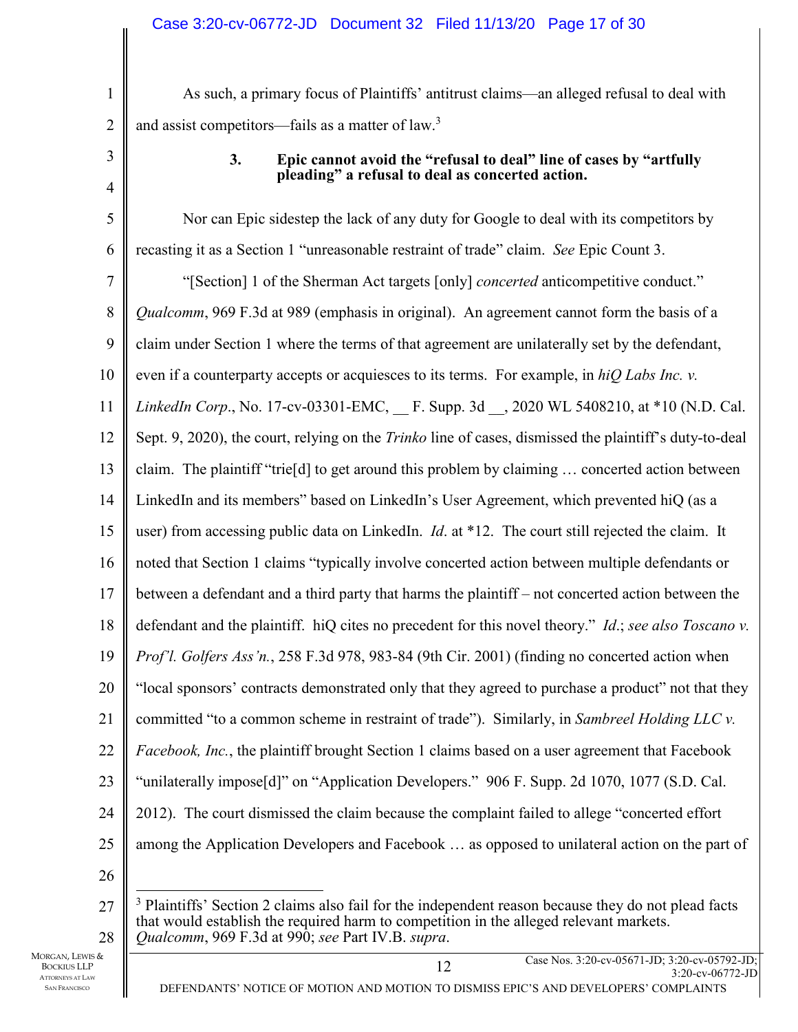As such, a primary focus of Plaintiffs' antitrust claims—an alleged refusal to deal with and assist competitors—fails as a matter of law.[3]

### 3. Epic cannot avoid the "refusal to deal" line of cases by "artfully pleading" a refusal to deal as concerted action.

Nor can Epic sidestep the lack of any duty for Google to deal with its competitors by recasting it as a Section 1 "unreasonable restraint of trade" claim. *See* Epic Count 3.

"[Section] 1 of the Sherman Act targets [only] *concerted* anticompetitive conduct." *Qualcomm*, 969 F.3d at 989 (emphasis in original). An agreement cannot form the basis of a claim under Section 1 where the terms of that agreement are unilaterally set by the defendant, even if a counterparty accepts or acquiesces to its terms. For example, in *hiQ Labs Inc. v. LinkedIn Corp*., No. 17-cv-03301-EMC, __ F. Supp. 3d __, 2020 WL 5408210, at *10 (N.D. Cal. Sept. 9, 2020), the court, relying on the *Trinko* line of cases, dismissed the plaintiff's duty-to-deal claim. The plaintiff "trie[d] to get around this problem by claiming … concerted action between LinkedIn and its members" based on LinkedIn's User Agreement, which prevented hiQ (as a user) from accessing public data on LinkedIn. *Id*. at *12. The court still rejected the claim. It noted that Section 1 claims "typically involve concerted action between multiple defendants or between a defendant and a third party that harms the plaintiff – not concerted action between the defendant and the plaintiff. hiQ cites no precedent for this novel theory." *Id*.; *see also Toscano v. Prof'l. Golfers Ass'n.*, 258 F.3d 978, 983-84 (9th Cir. 2001) (finding no concerted action when "local sponsors' contracts demonstrated only that they agreed to purchase a product" not that they committed "to a common scheme in restraint of trade"). Similarly, in *Sambreel Holding LLC v. Facebook, Inc.*, the plaintiff brought Section 1 claims based on a user agreement that Facebook "unilaterally impose[d]" on "Application Developers." 906 F. Supp. 2d 1070, 1077 (S.D. Cal. 2012). The court dismissed the claim because the complaint failed to allege "concerted effort among the Application Developers and Facebook … as opposed to unilateral action on the part of

---

[3] Plaintiffs' Section 2 claims also fail for the independent reason because they do not plead facts that would establish the required harm to competition in the alleged relevant markets. *Qualcomm*, 969 F.3d at 990; *see* Part IV.B. *supra*.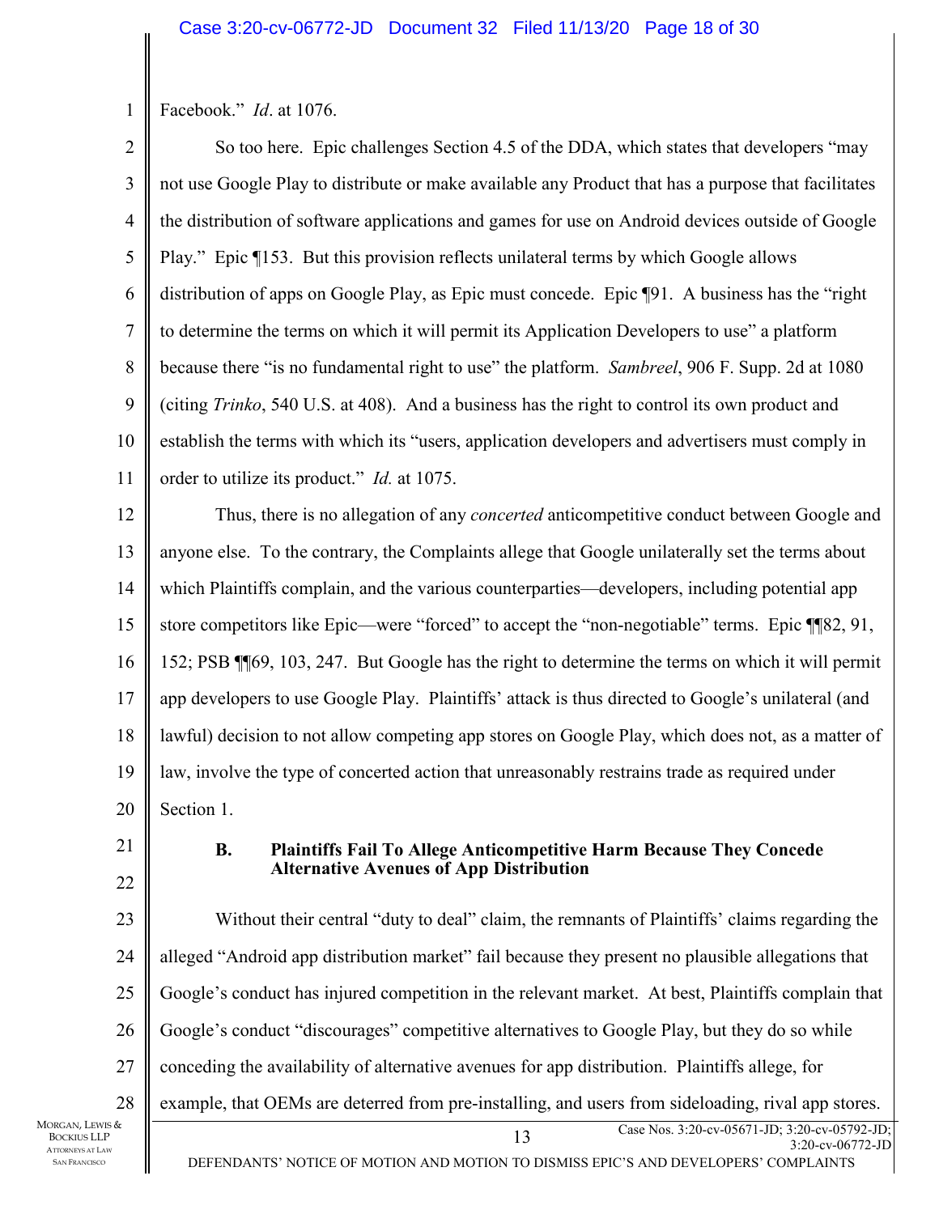Facebook." *Id*. at 1076.

So too here. Epic challenges Section 4.5 of the DDA, which states that developers "may not use Google Play to distribute or make available any Product that has a purpose that facilitates the distribution of software applications and games for use on Android devices outside of Google Play." Epic ¶153. But this provision reflects unilateral terms by which Google allows distribution of apps on Google Play, as Epic must concede. Epic ¶91. A business has the "right to determine the terms on which it will permit its Application Developers to use" a platform because there "is no fundamental right to use" the platform. *Sambreel*, 906 F. Supp. 2d at 1080 (citing *Trinko*, 540 U.S. at 408). And a business has the right to control its own product and establish the terms with which its "users, application developers and advertisers must comply in order to utilize its product." *Id.* at 1075.

Thus, there is no allegation of any *concerted* anticompetitive conduct between Google and anyone else. To the contrary, the Complaints allege that Google unilaterally set the terms about which Plaintiffs complain, and the various counterparties—developers, including potential app store competitors like Epic—were "forced" to accept the "non-negotiable" terms. Epic ¶¶82, 91, 152; PSB ¶¶69, 103, 247. But Google has the right to determine the terms on which it will permit app developers to use Google Play. Plaintiffs' attack is thus directed to Google's unilateral (and lawful) decision to not allow competing app stores on Google Play, which does not, as a matter of law, involve the type of concerted action that unreasonably restrains trade as required under Section 1.

### B. Plaintiffs Fail To Allege Anticompetitive Harm Because They Concede Alternative Avenues of App Distribution

Without their central "duty to deal" claim, the remnants of Plaintiffs' claims regarding the alleged "Android app distribution market" fail because they present no plausible allegations that Google's conduct has injured competition in the relevant market. At best, Plaintiffs complain that Google's conduct "discourages" competitive alternatives to Google Play, but they do so while conceding the availability of alternative avenues for app distribution. Plaintiffs allege, for example, that OEMs are deterred from pre-installing, and users from sideloading, rival app stores.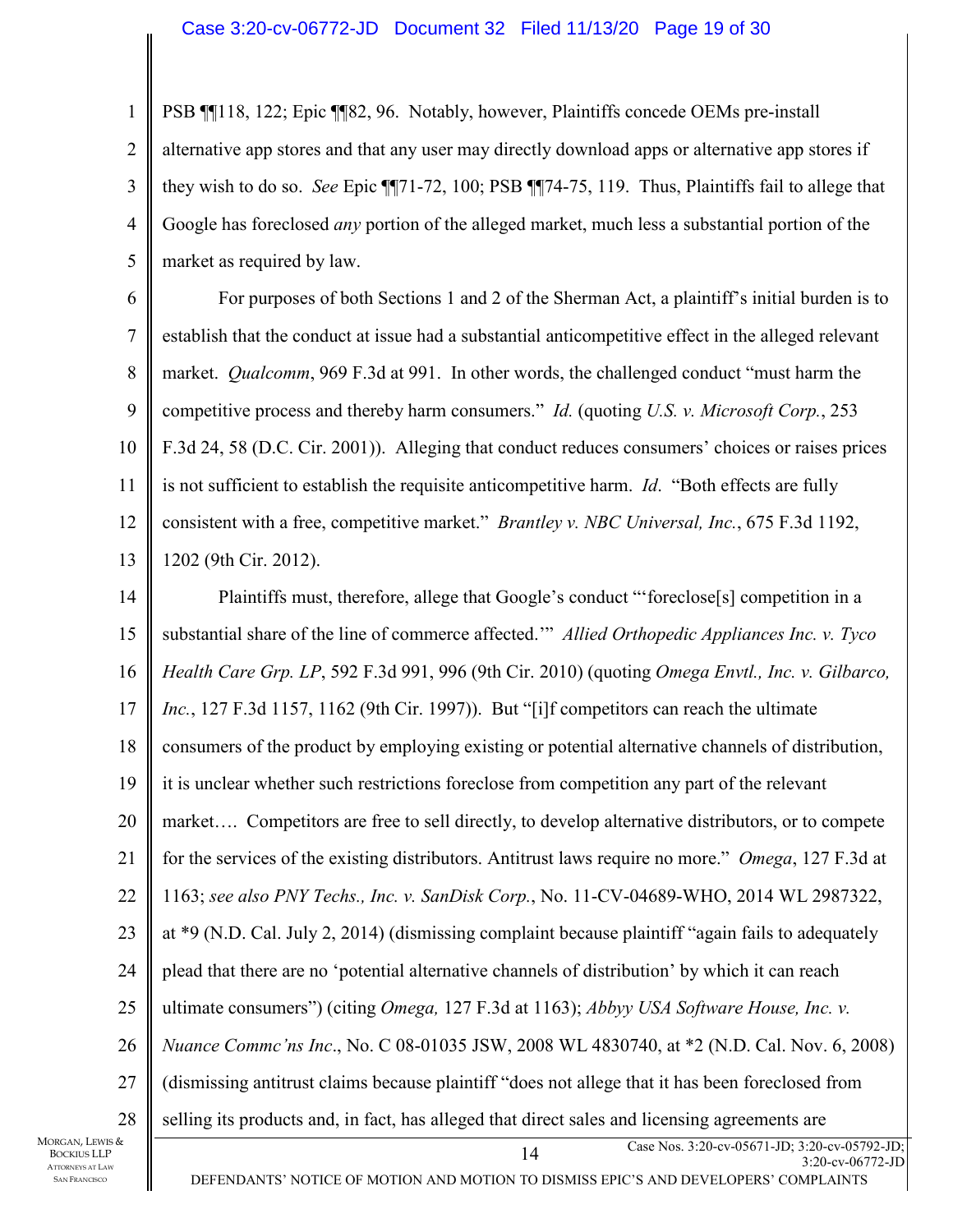PSB ¶¶118, 122; Epic ¶¶82, 96. Notably, however, Plaintiffs concede OEMs pre-install alternative app stores and that any user may directly download apps or alternative app stores if they wish to do so. *See* Epic ¶¶71-72, 100; PSB ¶¶74-75, 119. Thus, Plaintiffs fail to allege that Google has foreclosed *any* portion of the alleged market, much less a substantial portion of the market as required by law.

For purposes of both Sections 1 and 2 of the Sherman Act, a plaintiff's initial burden is to establish that the conduct at issue had a substantial anticompetitive effect in the alleged relevant market. *Qualcomm*, 969 F.3d at 991. In other words, the challenged conduct "must harm the competitive process and thereby harm consumers." *Id.* (quoting *U.S. v. Microsoft Corp.*, 253 F.3d 24, 58 (D.C. Cir. 2001)). Alleging that conduct reduces consumers' choices or raises prices is not sufficient to establish the requisite anticompetitive harm. *Id*. "Both effects are fully consistent with a free, competitive market." *Brantley v. NBC Universal, Inc.*, 675 F.3d 1192, 1202 (9th Cir. 2012).

Plaintiffs must, therefore, allege that Google's conduct "'foreclose[s] competition in a substantial share of the line of commerce affected.'" *Allied Orthopedic Appliances Inc. v. Tyco Health Care Grp. LP*, 592 F.3d 991, 996 (9th Cir. 2010) (quoting *Omega Envtl., Inc. v. Gilbarco, Inc.*, 127 F.3d 1157, 1162 (9th Cir. 1997)). But "[i]f competitors can reach the ultimate consumers of the product by employing existing or potential alternative channels of distribution, it is unclear whether such restrictions foreclose from competition any part of the relevant market…. Competitors are free to sell directly, to develop alternative distributors, or to compete for the services of the existing distributors. Antitrust laws require no more." *Omega*, 127 F.3d at 1163; *see also PNY Techs., Inc. v. SanDisk Corp.*, No. 11-CV-04689-WHO, 2014 WL 2987322, at *9 (N.D. Cal. July 2, 2014) (dismissing complaint because plaintiff "again fails to adequately plead that there are no 'potential alternative channels of distribution' by which it can reach ultimate consumers") (citing *Omega,* 127 F.3d at 1163); *Abbyy USA Software House, Inc. v. Nuance Commc'ns Inc*., No. C 08-01035 JSW, 2008 WL 4830740, at *2 (N.D. Cal. Nov. 6, 2008) (dismissing antitrust claims because plaintiff "does not allege that it has been foreclosed from selling its products and, in fact, has alleged that direct sales and licensing agreements are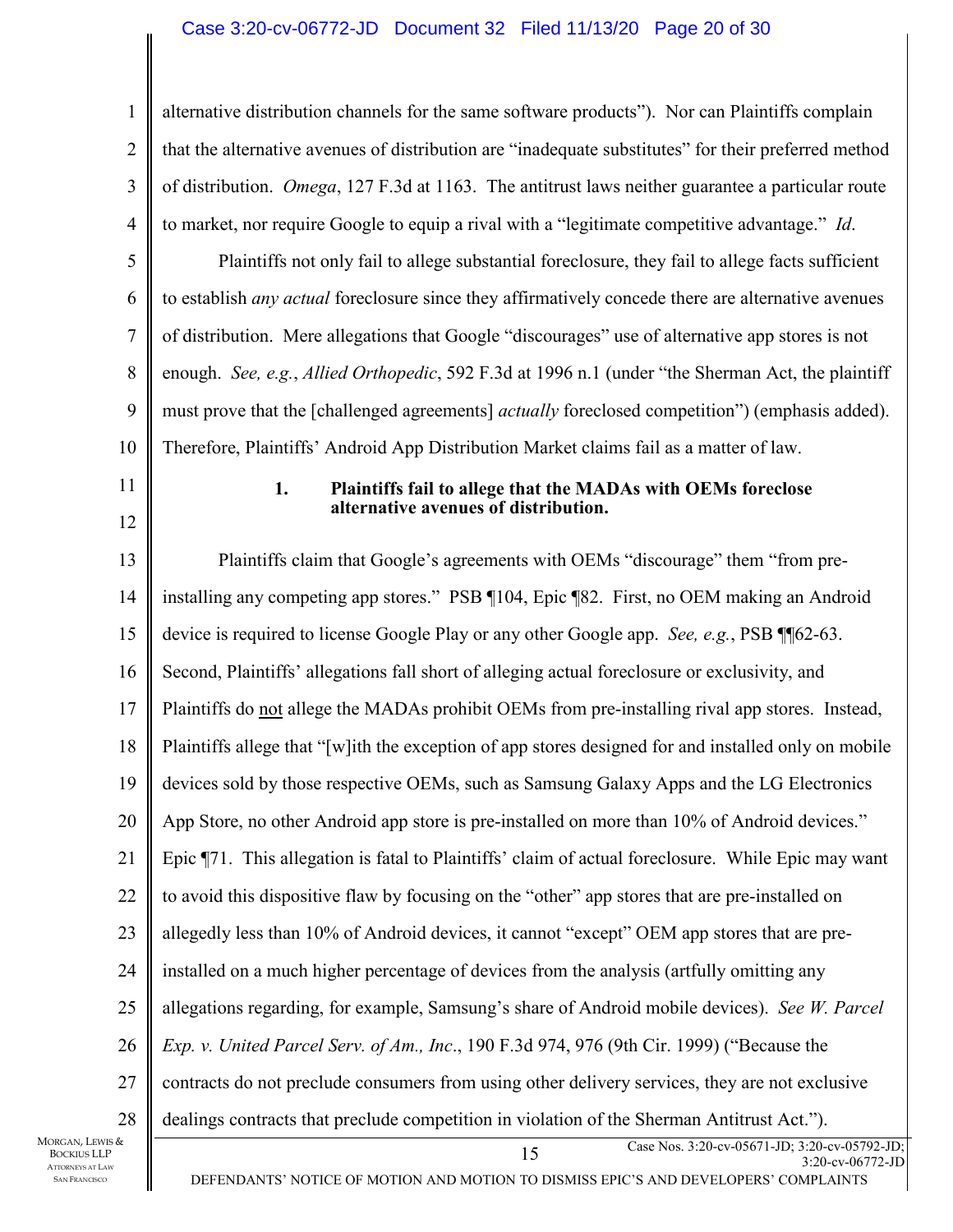alternative distribution channels for the same software products"). Nor can Plaintiffs complain that the alternative avenues of distribution are "inadequate substitutes" for their preferred method of distribution. *Omega*, 127 F.3d at 1163. The antitrust laws neither guarantee a particular route to market, nor require Google to equip a rival with a "legitimate competitive advantage." *Id*.

Plaintiffs not only fail to allege substantial foreclosure, they fail to allege facts sufficient to establish *any actual* foreclosure since they affirmatively concede there are alternative avenues of distribution. Mere allegations that Google "discourages" use of alternative app stores is not enough. *See, e.g.*, *Allied Orthopedic*, 592 F.3d at 1996 n.1 (under "the Sherman Act, the plaintiff must prove that the [challenged agreements] *actually* foreclosed competition") (emphasis added). Therefore, Plaintiffs' Android App Distribution Market claims fail as a matter of law.

### 1. Plaintiffs fail to allege that the MADAs with OEMs foreclose alternative avenues of distribution.

Plaintiffs claim that Google's agreements with OEMs "discourage" them "from pre-installing any competing app stores." PSB ¶104, Epic ¶82. First, no OEM making an Android device is required to license Google Play or any other Google app. *See, e.g.*, PSB ¶¶62-63. Second, Plaintiffs' allegations fall short of alleging actual foreclosure or exclusivity, and Plaintiffs do not allege the MADAs prohibit OEMs from pre-installing rival app stores. Instead, Plaintiffs allege that "[w]ith the exception of app stores designed for and installed only on mobile devices sold by those respective OEMs, such as Samsung Galaxy Apps and the LG Electronics App Store, no other Android app store is pre-installed on more than 10% of Android devices." Epic ¶71. This allegation is fatal to Plaintiffs' claim of actual foreclosure. While Epic may want to avoid this dispositive flaw by focusing on the "other" app stores that are pre-installed on allegedly less than 10% of Android devices, it cannot "except" OEM app stores that are pre-installed on a much higher percentage of devices from the analysis (artfully omitting any allegations regarding, for example, Samsung's share of Android mobile devices). *See W. Parcel Exp. v. United Parcel Serv. of Am., Inc.*, 190 F.3d 974, 976 (9th Cir. 1999) ("Because the contracts do not preclude consumers from using other delivery services, they are not exclusive dealings contracts that preclude competition in violation of the Sherman Antitrust Act.").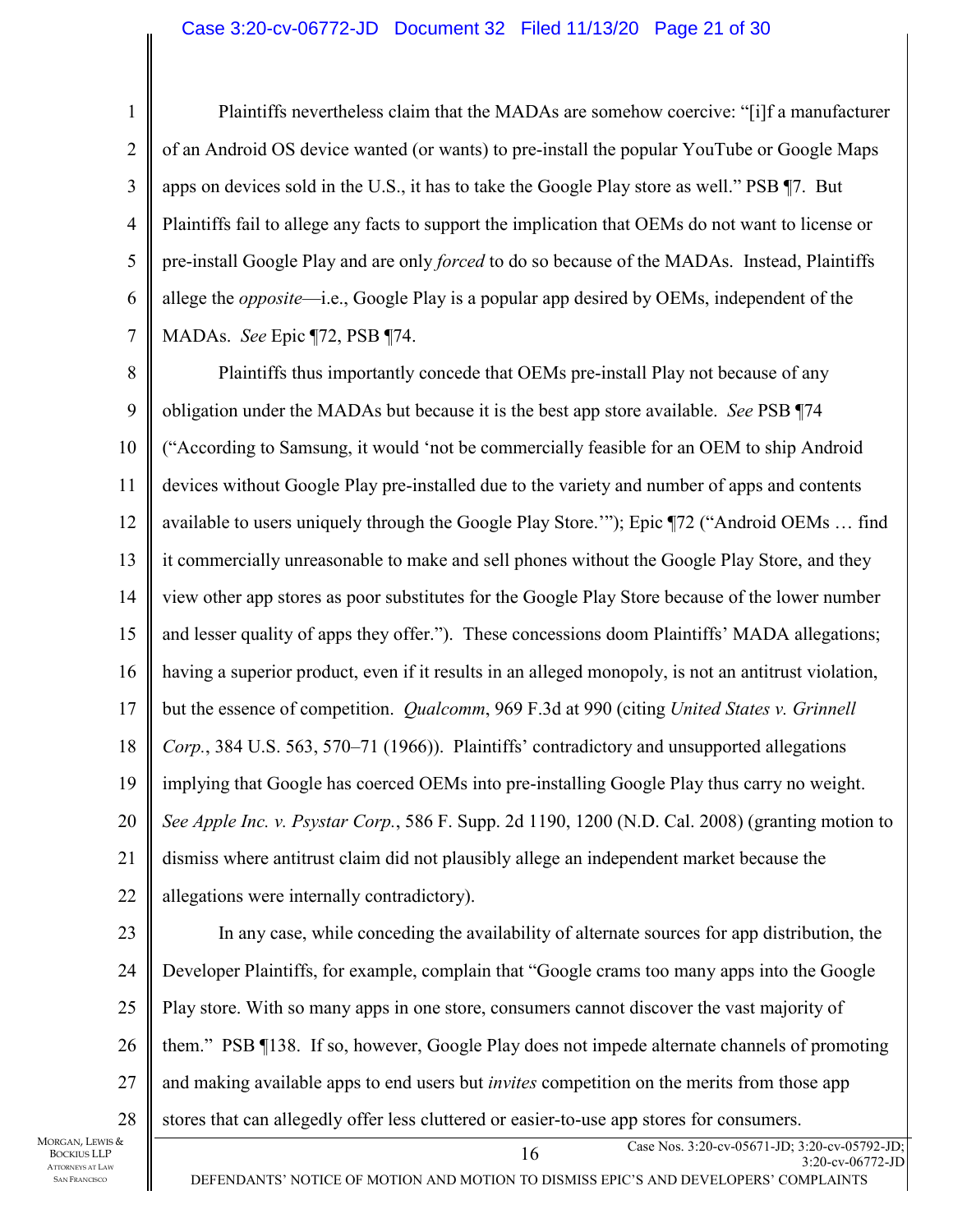Plaintiffs nevertheless claim that the MADAs are somehow coercive: "[i]f a manufacturer of an Android OS device wanted (or wants) to pre-install the popular YouTube or Google Maps apps on devices sold in the U.S., it has to take the Google Play store as well." PSB ¶7. But Plaintiffs fail to allege any facts to support the implication that OEMs do not want to license or pre-install Google Play and are only *forced* to do so because of the MADAs. Instead, Plaintiffs allege the *opposite*—i.e., Google Play is a popular app desired by OEMs, independent of the MADAs. *See* Epic ¶72, PSB ¶74.

Plaintiffs thus importantly concede that OEMs pre-install Play not because of any obligation under the MADAs but because it is the best app store available. *See* PSB ¶74 ("According to Samsung, it would 'not be commercially feasible for an OEM to ship Android devices without Google Play pre-installed due to the variety and number of apps and contents available to users uniquely through the Google Play Store.'"); Epic ¶72 ("Android OEMs … find it commercially unreasonable to make and sell phones without the Google Play Store, and they view other app stores as poor substitutes for the Google Play Store because of the lower number and lesser quality of apps they offer."). These concessions doom Plaintiffs' MADA allegations; having a superior product, even if it results in an alleged monopoly, is not an antitrust violation, but the essence of competition. *Qualcomm*, 969 F.3d at 990 (citing *United States v. Grinnell Corp.*, 384 U.S. 563, 570–71 (1966)). Plaintiffs' contradictory and unsupported allegations implying that Google has coerced OEMs into pre-installing Google Play thus carry no weight. *See Apple Inc. v. Psystar Corp.*, 586 F. Supp. 2d 1190, 1200 (N.D. Cal. 2008) (granting motion to dismiss where antitrust claim did not plausibly allege an independent market because the allegations were internally contradictory).

In any case, while conceding the availability of alternate sources for app distribution, the Developer Plaintiffs, for example, complain that "Google crams too many apps into the Google Play store. With so many apps in one store, consumers cannot discover the vast majority of them." PSB ¶138. If so, however, Google Play does not impede alternate channels of promoting and making available apps to end users but *invites* competition on the merits from those app stores that can allegedly offer less cluttered or easier-to-use app stores for consumers.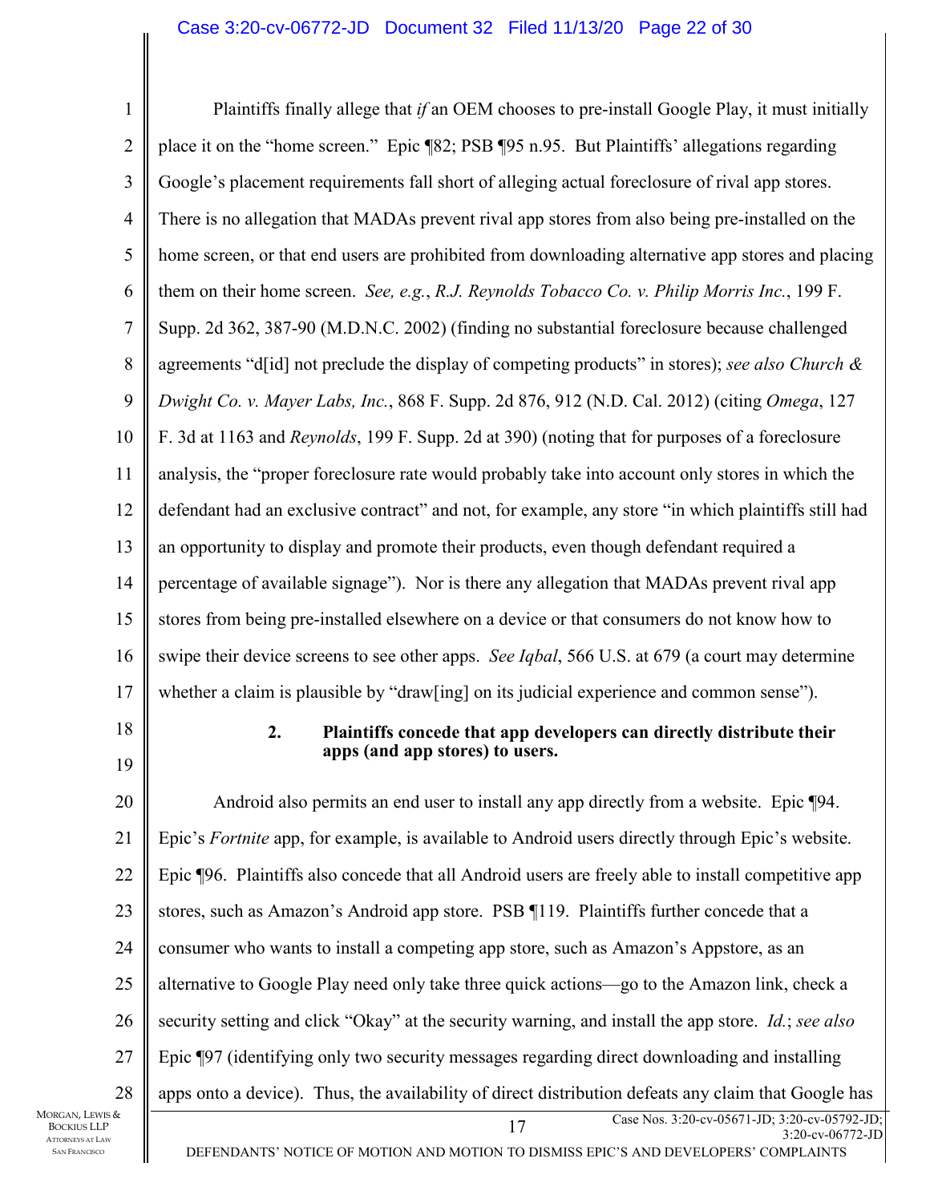Plaintiffs finally allege that *if* an OEM chooses to pre-install Google Play, it must initially place it on the "home screen." Epic ¶82; PSB ¶95 n.95. But Plaintiffs' allegations regarding Google's placement requirements fall short of alleging actual foreclosure of rival app stores. There is no allegation that MADAs prevent rival app stores from also being pre-installed on the home screen, or that end users are prohibited from downloading alternative app stores and placing them on their home screen. *See, e.g.*, *R.J. Reynolds Tobacco Co. v. Philip Morris Inc.*, 199 F. Supp. 2d 362, 387-90 (M.D.N.C. 2002) (finding no substantial foreclosure because challenged agreements "d[id] not preclude the display of competing products" in stores); *see also Church & Dwight Co. v. Mayer Labs, Inc.*, 868 F. Supp. 2d 876, 912 (N.D. Cal. 2012) (citing *Omega*, 127 F. 3d at 1163 and *Reynolds*, 199 F. Supp. 2d at 390) (noting that for purposes of a foreclosure analysis, the "proper foreclosure rate would probably take into account only stores in which the defendant had an exclusive contract" and not, for example, any store "in which plaintiffs still had an opportunity to display and promote their products, even though defendant required a percentage of available signage"). Nor is there any allegation that MADAs prevent rival app stores from being pre-installed elsewhere on a device or that consumers do not know how to swipe their device screens to see other apps. *See Iqbal*, 566 U.S. at 679 (a court may determine whether a claim is plausible by "draw[ing] on its judicial experience and common sense").

**2. Plaintiffs concede that app developers can directly distribute their apps (and app stores) to users.**

Android also permits an end user to install any app directly from a website. Epic ¶94. Epic's *Fortnite* app, for example, is available to Android users directly through Epic's website. Epic ¶96. Plaintiffs also concede that all Android users are freely able to install competitive app stores, such as Amazon's Android app store. PSB ¶119. Plaintiffs further concede that a consumer who wants to install a competing app store, such as Amazon's Appstore, as an alternative to Google Play need only take three quick actions—go to the Amazon link, check a security setting and click "Okay" at the security warning, and install the app store. *Id.*; *see also* Epic ¶97 (identifying only two security messages regarding direct downloading and installing apps onto a device). Thus, the availability of direct distribution defeats any claim that Google has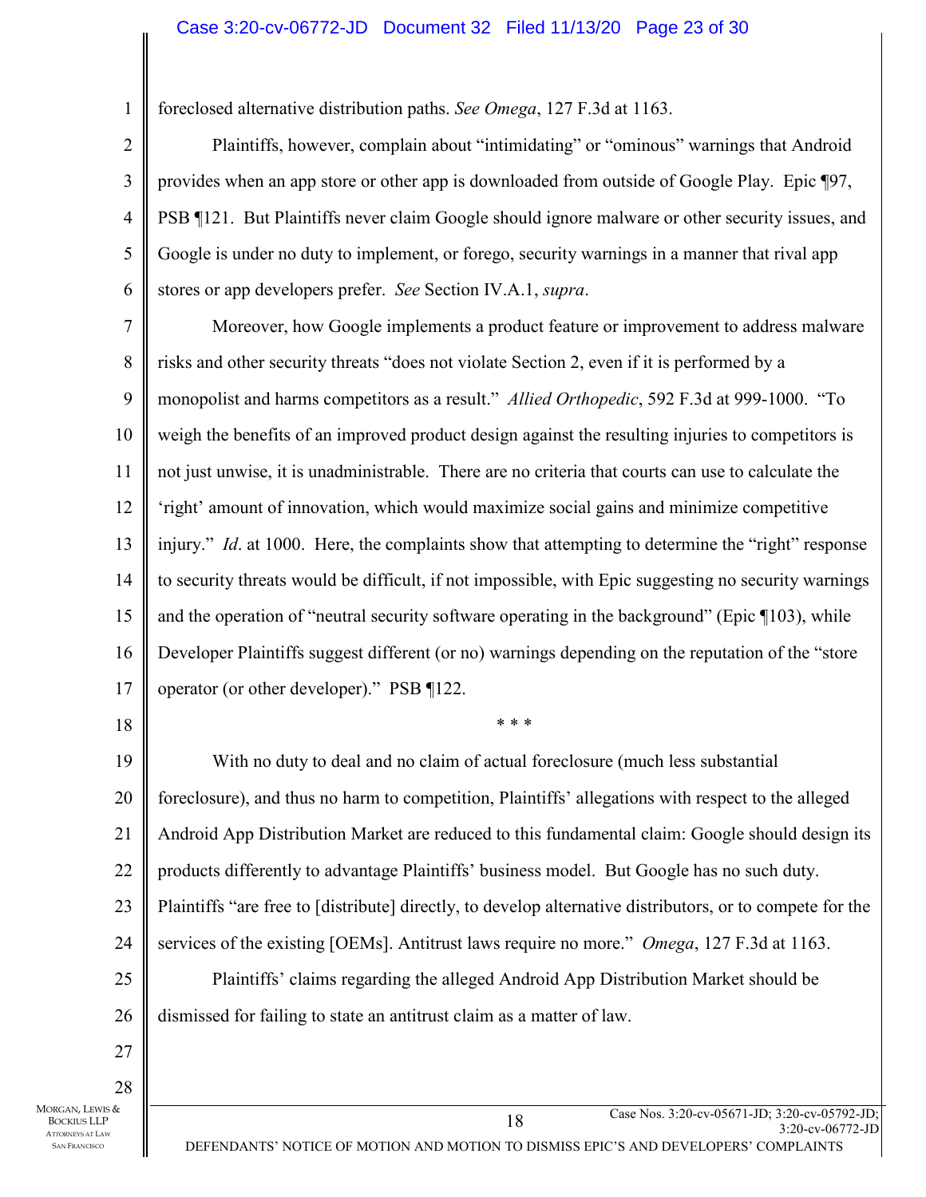foreclosed alternative distribution paths. *See Omega*, 127 F.3d at 1163.

Plaintiffs, however, complain about "intimidating" or "ominous" warnings that Android provides when an app store or other app is downloaded from outside of Google Play. Epic ¶97, PSB ¶121. But Plaintiffs never claim Google should ignore malware or other security issues, and Google is under no duty to implement, or forego, security warnings in a manner that rival app stores or app developers prefer. *See* Section IV.A.1, *supra*.

Moreover, how Google implements a product feature or improvement to address malware risks and other security threats "does not violate Section 2, even if it is performed by a monopolist and harms competitors as a result." *Allied Orthopedic*, 592 F.3d at 999-1000. "To weigh the benefits of an improved product design against the resulting injuries to competitors is not just unwise, it is unadministrable. There are no criteria that courts can use to calculate the 'right' amount of innovation, which would maximize social gains and minimize competitive injury." *Id*. at 1000. Here, the complaints show that attempting to determine the "right" response to security threats would be difficult, if not impossible, with Epic suggesting no security warnings and the operation of "neutral security software operating in the background" (Epic ¶103), while Developer Plaintiffs suggest different (or no) warnings depending on the reputation of the "store operator (or other developer)." PSB ¶122.

\* \* \*

With no duty to deal and no claim of actual foreclosure (much less substantial foreclosure), and thus no harm to competition, Plaintiffs' allegations with respect to the alleged Android App Distribution Market are reduced to this fundamental claim: Google should design its products differently to advantage Plaintiffs' business model. But Google has no such duty. Plaintiffs "are free to [distribute] directly, to develop alternative distributors, or to compete for the services of the existing [OEMs]. Antitrust laws require no more." *Omega*, 127 F.3d at 1163.

Plaintiffs' claims regarding the alleged Android App Distribution Market should be dismissed for failing to state an antitrust claim as a matter of law.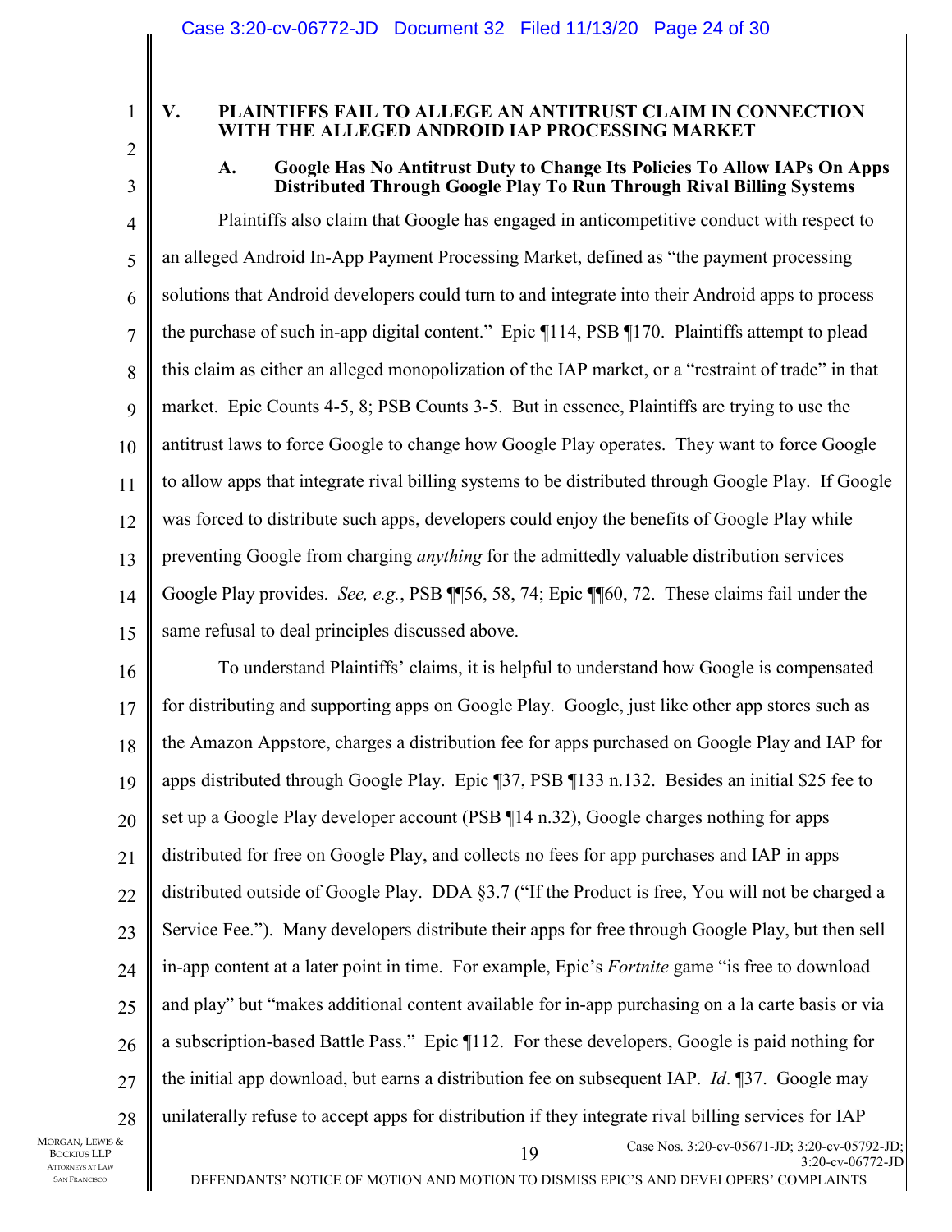## V. PLAINTIFFS FAIL TO ALLEGE AN ANTITRUST CLAIM IN CONNECTION WITH THE ALLEGED ANDROID IAP PROCESSING MARKET

### A. Google Has No Antitrust Duty to Change Its Policies To Allow IAPs On Apps Distributed Through Google Play To Run Through Rival Billing Systems

Plaintiffs also claim that Google has engaged in anticompetitive conduct with respect to an alleged Android In-App Payment Processing Market, defined as "the payment processing solutions that Android developers could turn to and integrate into their Android apps to process the purchase of such in-app digital content." Epic ¶114, PSB ¶170. Plaintiffs attempt to plead this claim as either an alleged monopolization of the IAP market, or a "restraint of trade" in that market. Epic Counts 4-5, 8; PSB Counts 3-5. But in essence, Plaintiffs are trying to use the antitrust laws to force Google to change how Google Play operates. They want to force Google to allow apps that integrate rival billing systems to be distributed through Google Play. If Google was forced to distribute such apps, developers could enjoy the benefits of Google Play while preventing Google from charging *anything* for the admittedly valuable distribution services Google Play provides. *See, e.g.*, PSB ¶¶56, 58, 74; Epic ¶¶60, 72. These claims fail under the same refusal to deal principles discussed above.

To understand Plaintiffs' claims, it is helpful to understand how Google is compensated for distributing and supporting apps on Google Play. Google, just like other app stores such as the Amazon Appstore, charges a distribution fee for apps purchased on Google Play and IAP for apps distributed through Google Play. Epic ¶37, PSB ¶133 n.132. Besides an initial $25 fee to set up a Google Play developer account (PSB ¶14 n.32), Google charges nothing for apps distributed for free on Google Play, and collects no fees for app purchases and IAP in apps distributed outside of Google Play. DDA §3.7 ("If the Product is free, You will not be charged a Service Fee."). Many developers distribute their apps for free through Google Play, but then sell in-app content at a later point in time. For example, Epic's *Fortnite* game "is free to download and play" but "makes additional content available for in-app purchasing on a la carte basis or via a subscription-based Battle Pass." Epic ¶112. For these developers, Google is paid nothing for the initial app download, but earns a distribution fee on subsequent IAP. *Id*. ¶37. Google may unilaterally refuse to accept apps for distribution if they integrate rival billing services for IAP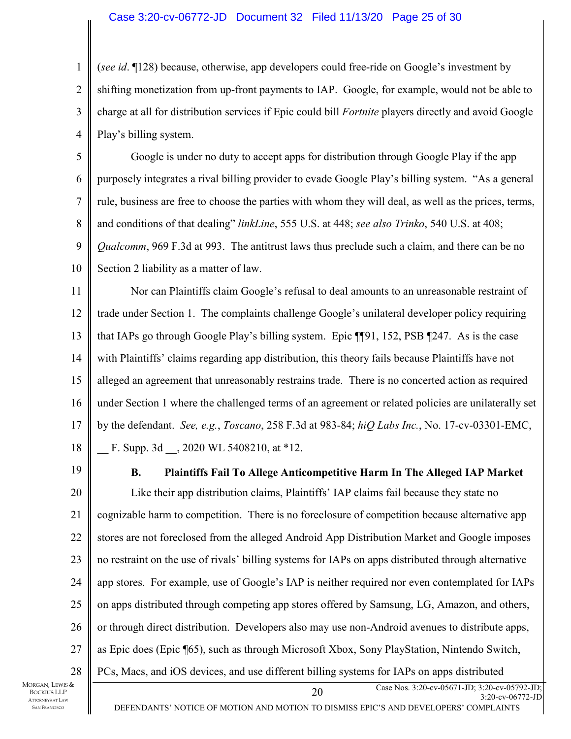(*see id*. ¶128) because, otherwise, app developers could free-ride on Google's investment by shifting monetization from up-front payments to IAP. Google, for example, would not be able to charge at all for distribution services if Epic could bill *Fortnite* players directly and avoid Google Play's billing system.

Google is under no duty to accept apps for distribution through Google Play if the app purposely integrates a rival billing provider to evade Google Play's billing system. "As a general rule, business are free to choose the parties with whom they will deal, as well as the prices, terms, and conditions of that dealing" *linkLine*, 555 U.S. at 448; *see also Trinko*, 540 U.S. at 408; *Qualcomm*, 969 F.3d at 993. The antitrust laws thus preclude such a claim, and there can be no Section 2 liability as a matter of law.

Nor can Plaintiffs claim Google's refusal to deal amounts to an unreasonable restraint of trade under Section 1. The complaints challenge Google's unilateral developer policy requiring that IAPs go through Google Play's billing system. Epic ¶¶91, 152, PSB ¶247. As is the case with Plaintiffs' claims regarding app distribution, this theory fails because Plaintiffs have not alleged an agreement that unreasonably restrains trade. There is no concerted action as required under Section 1 where the challenged terms of an agreement or related policies are unilaterally set by the defendant. *See, e.g.*, *Toscano*, 258 F.3d at 983-84; *hiQ Labs Inc.*, No. 17-cv-03301-EMC, __ F. Supp. 3d __, 2020 WL 5408210, at *12.

### B. Plaintiffs Fail To Allege Anticompetitive Harm In The Alleged IAP Market

Like their app distribution claims, Plaintiffs' IAP claims fail because they state no cognizable harm to competition. There is no foreclosure of competition because alternative app stores are not foreclosed from the alleged Android App Distribution Market and Google imposes no restraint on the use of rivals' billing systems for IAPs on apps distributed through alternative app stores. For example, use of Google's IAP is neither required nor even contemplated for IAPs on apps distributed through competing app stores offered by Samsung, LG, Amazon, and others, or through direct distribution. Developers also may use non-Android avenues to distribute apps, as Epic does (Epic ¶65), such as through Microsoft Xbox, Sony PlayStation, Nintendo Switch, PCs, Macs, and iOS devices, and use different billing systems for IAPs on apps distributed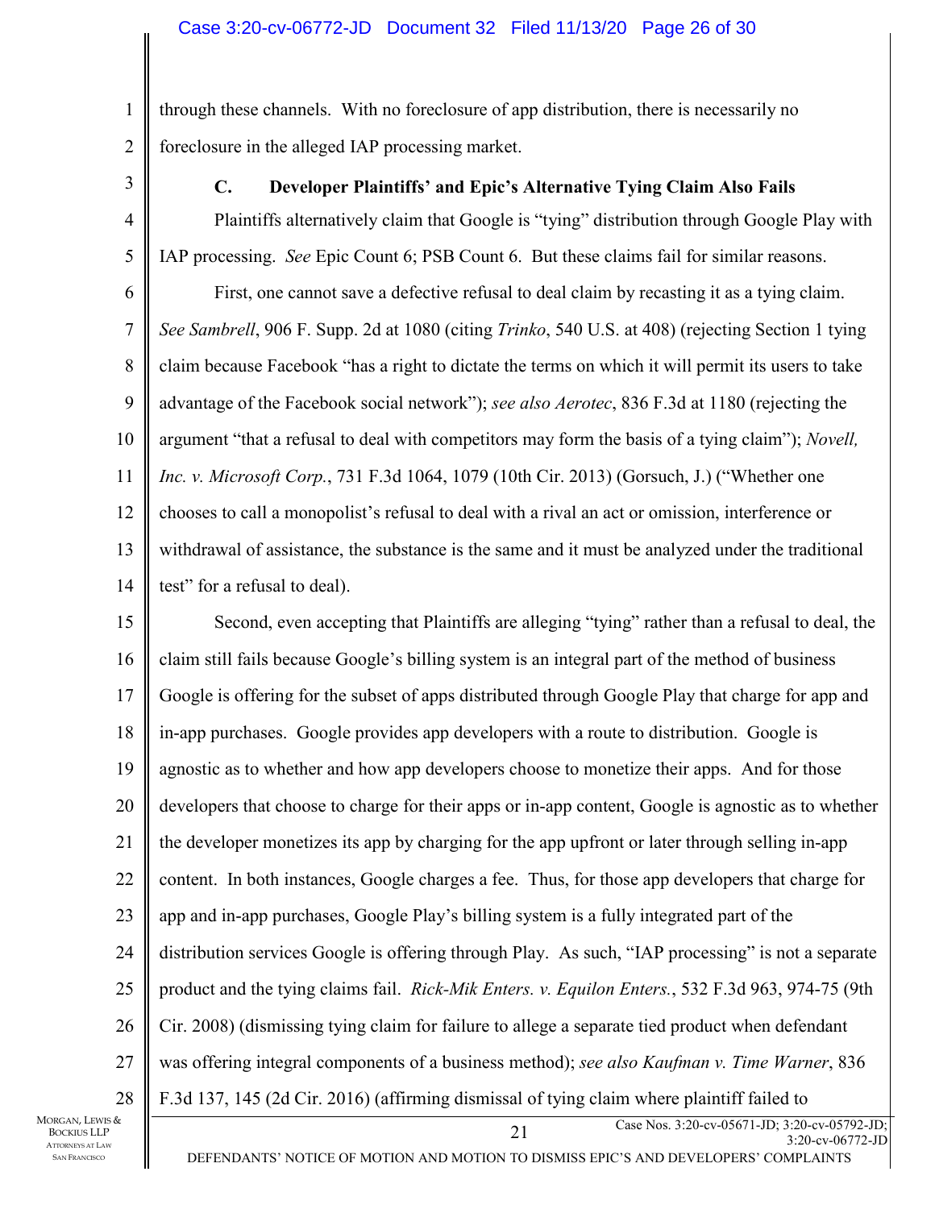through these channels. With no foreclosure of app distribution, there is necessarily no foreclosure in the alleged IAP processing market.

### C. Developer Plaintiffs' and Epic's Alternative Tying Claim Also Fails

Plaintiffs alternatively claim that Google is "tying" distribution through Google Play with IAP processing. *See* Epic Count 6; PSB Count 6. But these claims fail for similar reasons.

First, one cannot save a defective refusal to deal claim by recasting it as a tying claim. *See Sambrell*, 906 F. Supp. 2d at 1080 (citing *Trinko*, 540 U.S. at 408) (rejecting Section 1 tying claim because Facebook "has a right to dictate the terms on which it will permit its users to take advantage of the Facebook social network"); *see also Aerotec*, 836 F.3d at 1180 (rejecting the argument "that a refusal to deal with competitors may form the basis of a tying claim"); *Novell, Inc. v. Microsoft Corp.*, 731 F.3d 1064, 1079 (10th Cir. 2013) (Gorsuch, J.) ("Whether one chooses to call a monopolist's refusal to deal with a rival an act or omission, interference or withdrawal of assistance, the substance is the same and it must be analyzed under the traditional test" for a refusal to deal).

Second, even accepting that Plaintiffs are alleging "tying" rather than a refusal to deal, the claim still fails because Google's billing system is an integral part of the method of business Google is offering for the subset of apps distributed through Google Play that charge for app and in-app purchases. Google provides app developers with a route to distribution. Google is agnostic as to whether and how app developers choose to monetize their apps. And for those developers that choose to charge for their apps or in-app content, Google is agnostic as to whether the developer monetizes its app by charging for the app upfront or later through selling in-app content. In both instances, Google charges a fee. Thus, for those app developers that charge for app and in-app purchases, Google Play's billing system is a fully integrated part of the distribution services Google is offering through Play. As such, "IAP processing" is not a separate product and the tying claims fail. *Rick-Mik Enters. v. Equilon Enters.*, 532 F.3d 963, 974-75 (9th Cir. 2008) (dismissing tying claim for failure to allege a separate tied product when defendant was offering integral components of a business method); *see also Kaufman v. Time Warner*, 836 F.3d 137, 145 (2d Cir. 2016) (affirming dismissal of tying claim where plaintiff failed to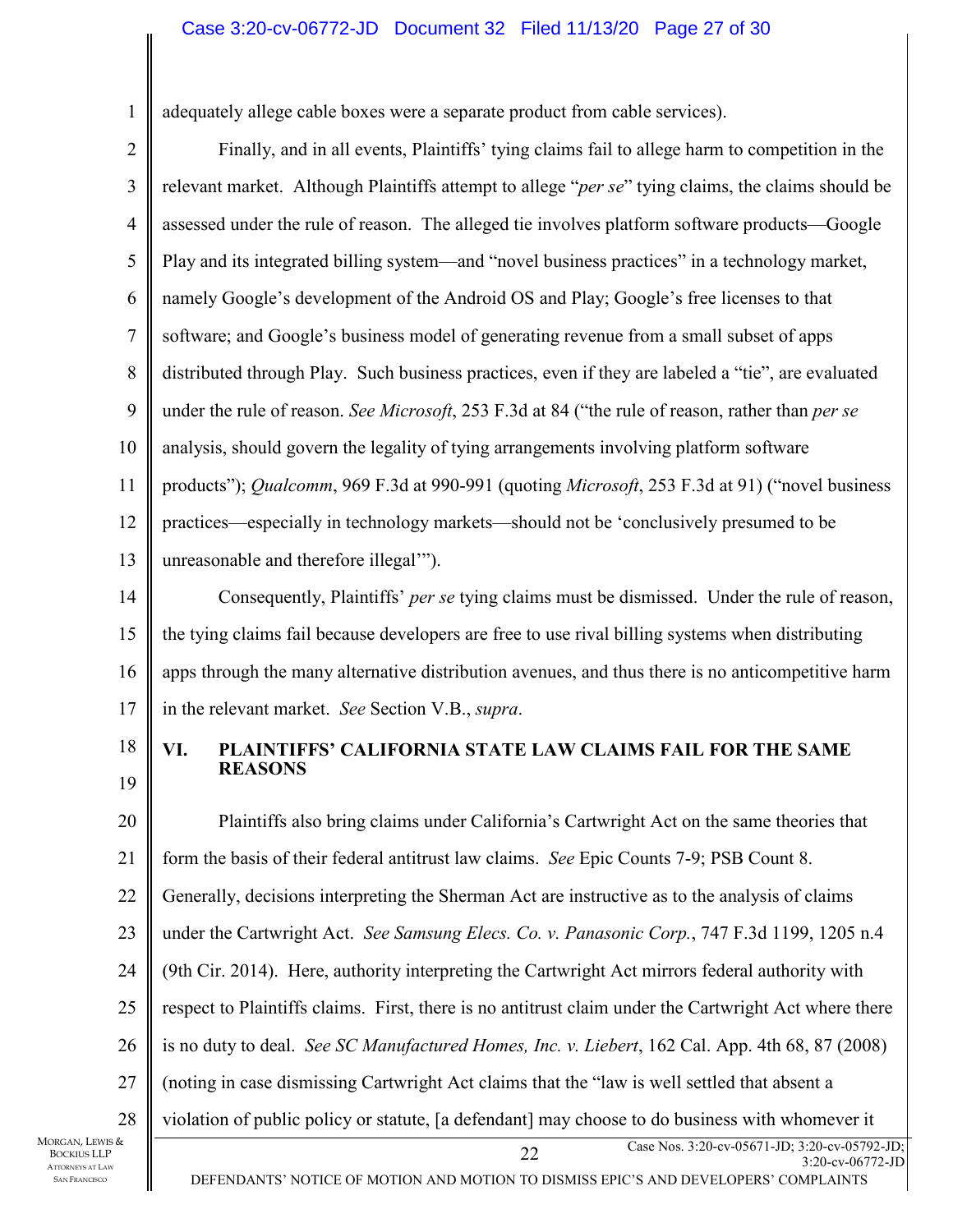adequately allege cable boxes were a separate product from cable services).

Finally, and in all events, Plaintiffs' tying claims fail to allege harm to competition in the relevant market. Although Plaintiffs attempt to allege "*per se*" tying claims, the claims should be assessed under the rule of reason. The alleged tie involves platform software products—Google Play and its integrated billing system—and "novel business practices" in a technology market, namely Google's development of the Android OS and Play; Google's free licenses to that software; and Google's business model of generating revenue from a small subset of apps distributed through Play. Such business practices, even if they are labeled a "tie", are evaluated under the rule of reason. *See Microsoft*, 253 F.3d at 84 ("the rule of reason, rather than *per se* analysis, should govern the legality of tying arrangements involving platform software products"); *Qualcomm*, 969 F.3d at 990-991 (quoting *Microsoft*, 253 F.3d at 91) ("novel business practices—especially in technology markets—should not be 'conclusively presumed to be unreasonable and therefore illegal'").

Consequently, Plaintiffs' *per se* tying claims must be dismissed. Under the rule of reason, the tying claims fail because developers are free to use rival billing systems when distributing apps through the many alternative distribution avenues, and thus there is no anticompetitive harm in the relevant market. *See* Section V.B., *supra*.

## VI. PLAINTIFFS' CALIFORNIA STATE LAW CLAIMS FAIL FOR THE SAME REASONS

Plaintiffs also bring claims under California's Cartwright Act on the same theories that form the basis of their federal antitrust law claims. *See* Epic Counts 7-9; PSB Count 8. Generally, decisions interpreting the Sherman Act are instructive as to the analysis of claims under the Cartwright Act. *See Samsung Elecs. Co. v. Panasonic Corp.*, 747 F.3d 1199, 1205 n.4 (9th Cir. 2014). Here, authority interpreting the Cartwright Act mirrors federal authority with respect to Plaintiffs claims. First, there is no antitrust claim under the Cartwright Act where there is no duty to deal. *See SC Manufactured Homes, Inc. v. Liebert*, 162 Cal. App. 4th 68, 87 (2008) (noting in case dismissing Cartwright Act claims that the "law is well settled that absent a violation of public policy or statute, [a defendant] may choose to do business with whomever it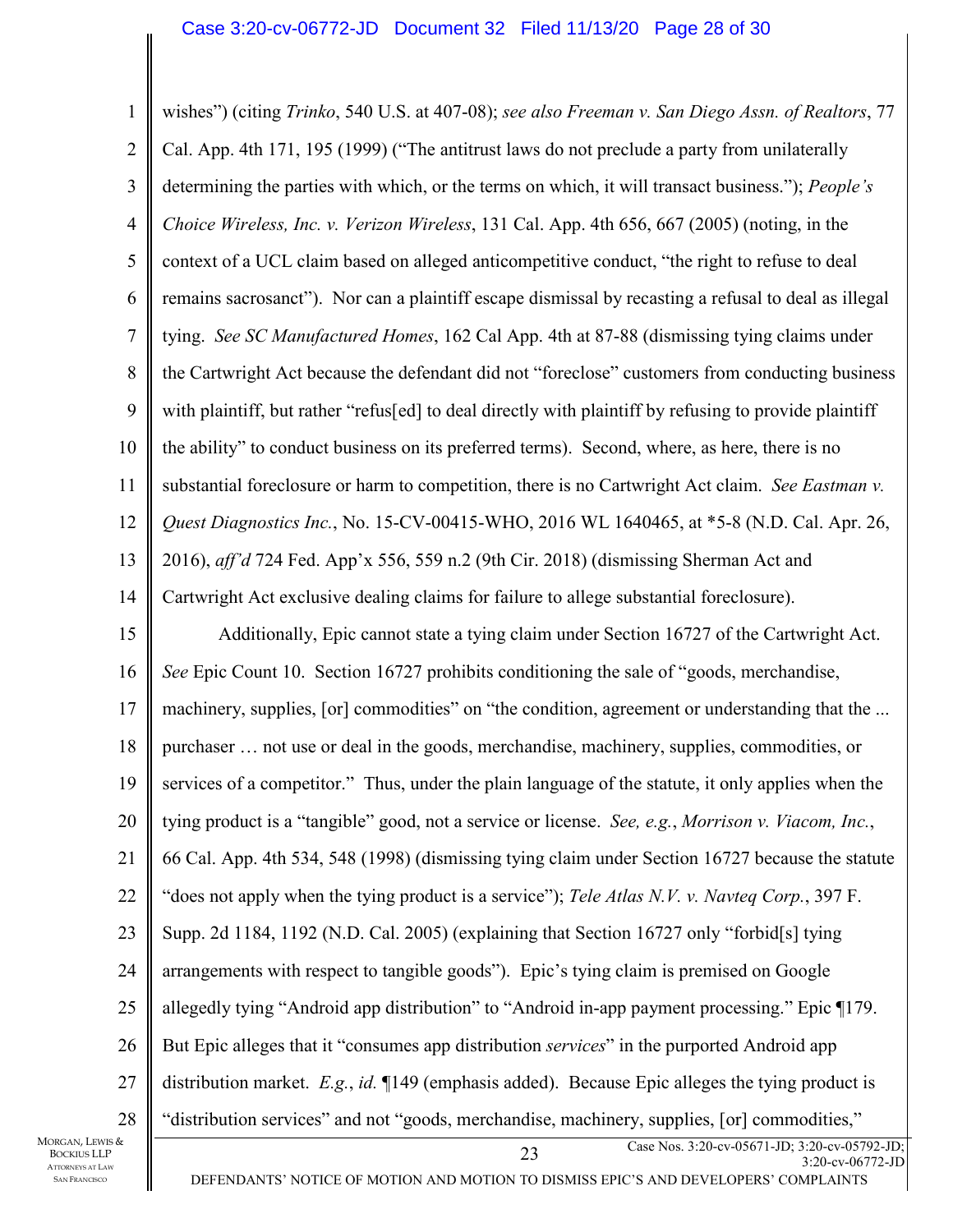wishes") (citing *Trinko*, 540 U.S. at 407-08); *see also Freeman v. San Diego Assn. of Realtors*, 77 Cal. App. 4th 171, 195 (1999) ("The antitrust laws do not preclude a party from unilaterally determining the parties with which, or the terms on which, it will transact business."); *People's Choice Wireless, Inc. v. Verizon Wireless*, 131 Cal. App. 4th 656, 667 (2005) (noting, in the context of a UCL claim based on alleged anticompetitive conduct, "the right to refuse to deal remains sacrosanct"). Nor can a plaintiff escape dismissal by recasting a refusal to deal as illegal tying. *See SC Manufactured Homes*, 162 Cal App. 4th at 87-88 (dismissing tying claims under the Cartwright Act because the defendant did not "foreclose" customers from conducting business with plaintiff, but rather "refus[ed] to deal directly with plaintiff by refusing to provide plaintiff the ability" to conduct business on its preferred terms). Second, where, as here, there is no substantial foreclosure or harm to competition, there is no Cartwright Act claim. *See Eastman v. Quest Diagnostics Inc.*, No. 15-CV-00415-WHO, 2016 WL 1640465, at *5-8 (N.D. Cal. Apr. 26, 2016), *aff'd* 724 Fed. App'x 556, 559 n.2 (9th Cir. 2018) (dismissing Sherman Act and Cartwright Act exclusive dealing claims for failure to allege substantial foreclosure).

Additionally, Epic cannot state a tying claim under Section 16727 of the Cartwright Act. *See* Epic Count 10. Section 16727 prohibits conditioning the sale of "goods, merchandise, machinery, supplies, [or] commodities" on "the condition, agreement or understanding that the ... purchaser … not use or deal in the goods, merchandise, machinery, supplies, commodities, or services of a competitor." Thus, under the plain language of the statute, it only applies when the tying product is a "tangible" good, not a service or license. *See, e.g.*, *Morrison v. Viacom, Inc.*, 66 Cal. App. 4th 534, 548 (1998) (dismissing tying claim under Section 16727 because the statute "does not apply when the tying product is a service"); *Tele Atlas N.V. v. Navteq Corp.*, 397 F. Supp. 2d 1184, 1192 (N.D. Cal. 2005) (explaining that Section 16727 only "forbid[s] tying arrangements with respect to tangible goods"). Epic's tying claim is premised on Google allegedly tying "Android app distribution" to "Android in-app payment processing." Epic ¶179. But Epic alleges that it "consumes app distribution *services*" in the purported Android app distribution market. *E.g.*, *id.* ¶149 (emphasis added). Because Epic alleges the tying product is "distribution services" and not "goods, merchandise, machinery, supplies, [or] commodities,"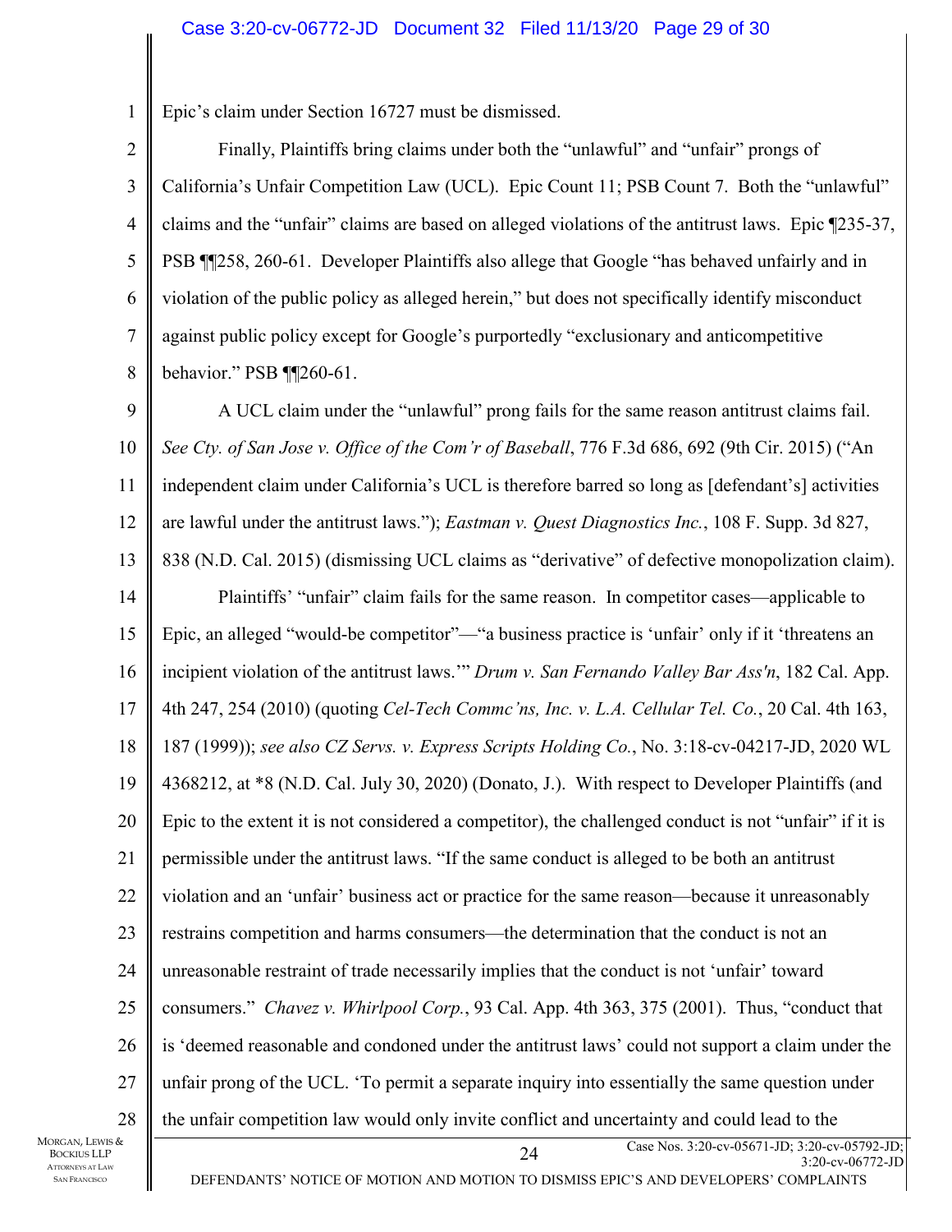Epic's claim under Section 16727 must be dismissed.

Finally, Plaintiffs bring claims under both the "unlawful" and "unfair" prongs of California's Unfair Competition Law (UCL). Epic Count 11; PSB Count 7. Both the "unlawful" claims and the "unfair" claims are based on alleged violations of the antitrust laws. Epic ¶235-37, PSB ¶¶258, 260-61. Developer Plaintiffs also allege that Google "has behaved unfairly and in violation of the public policy as alleged herein," but does not specifically identify misconduct against public policy except for Google's purportedly "exclusionary and anticompetitive behavior." PSB ¶¶260-61.

A UCL claim under the "unlawful" prong fails for the same reason antitrust claims fail. *See Cty. of San Jose v. Office of the Com'r of Baseball*, 776 F.3d 686, 692 (9th Cir. 2015) ("An independent claim under California's UCL is therefore barred so long as [defendant's] activities are lawful under the antitrust laws."); *Eastman v. Quest Diagnostics Inc.*, 108 F. Supp. 3d 827, 838 (N.D. Cal. 2015) (dismissing UCL claims as "derivative" of defective monopolization claim).

Plaintiffs' "unfair" claim fails for the same reason. In competitor cases—applicable to Epic, an alleged "would-be competitor"—"a business practice is 'unfair' only if it 'threatens an incipient violation of the antitrust laws.'" *Drum v. San Fernando Valley Bar Ass'n*, 182 Cal. App. 4th 247, 254 (2010) (quoting *Cel-Tech Commc'ns, Inc. v. L.A. Cellular Tel. Co.*, 20 Cal. 4th 163, 187 (1999)); *see also CZ Servs. v. Express Scripts Holding Co.*, No. 3:18-cv-04217-JD, 2020 WL 4368212, at *8 (N.D. Cal. July 30, 2020) (Donato, J.). With respect to Developer Plaintiffs (and Epic to the extent it is not considered a competitor), the challenged conduct is not "unfair" if it is permissible under the antitrust laws. "If the same conduct is alleged to be both an antitrust violation and an 'unfair' business act or practice for the same reason—because it unreasonably restrains competition and harms consumers—the determination that the conduct is not an unreasonable restraint of trade necessarily implies that the conduct is not 'unfair' toward consumers." *Chavez v. Whirlpool Corp.*, 93 Cal. App. 4th 363, 375 (2001). Thus, "conduct that is 'deemed reasonable and condoned under the antitrust laws' could not support a claim under the unfair prong of the UCL. 'To permit a separate inquiry into essentially the same question under the unfair competition law would only invite conflict and uncertainty and could lead to the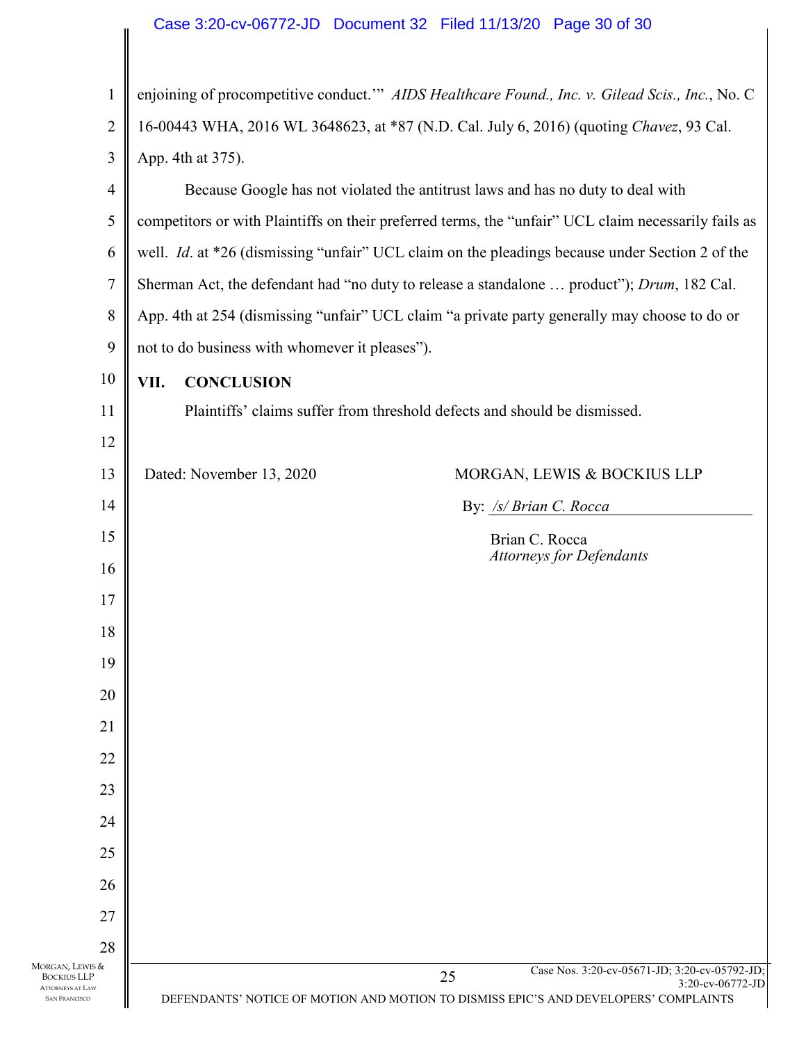enjoining of procompetitive conduct.'" *AIDS Healthcare Found., Inc. v. Gilead Scis., Inc.*, No. C 16-00443 WHA, 2016 WL 3648623, at *87 (N.D. Cal. July 6, 2016) (quoting *Chavez*, 93 Cal. App. 4th at 375).

Because Google has not violated the antitrust laws and has no duty to deal with competitors or with Plaintiffs on their preferred terms, the "unfair" UCL claim necessarily fails as well. *Id*. at *26 (dismissing "unfair" UCL claim on the pleadings because under Section 2 of the Sherman Act, the defendant had "no duty to release a standalone … product"); *Drum*, 182 Cal. App. 4th at 254 (dismissing "unfair" UCL claim "a private party generally may choose to do or not to do business with whomever it pleases").

## VII. CONCLUSION

Plaintiffs' claims suffer from threshold defects and should be dismissed.

Dated: November 13, 2020

MORGAN, LEWIS & BOCKIUS LLP

By: */s/ Brian C. Rocca*

Brian C. Rocca
*Attorneys for Defendants*